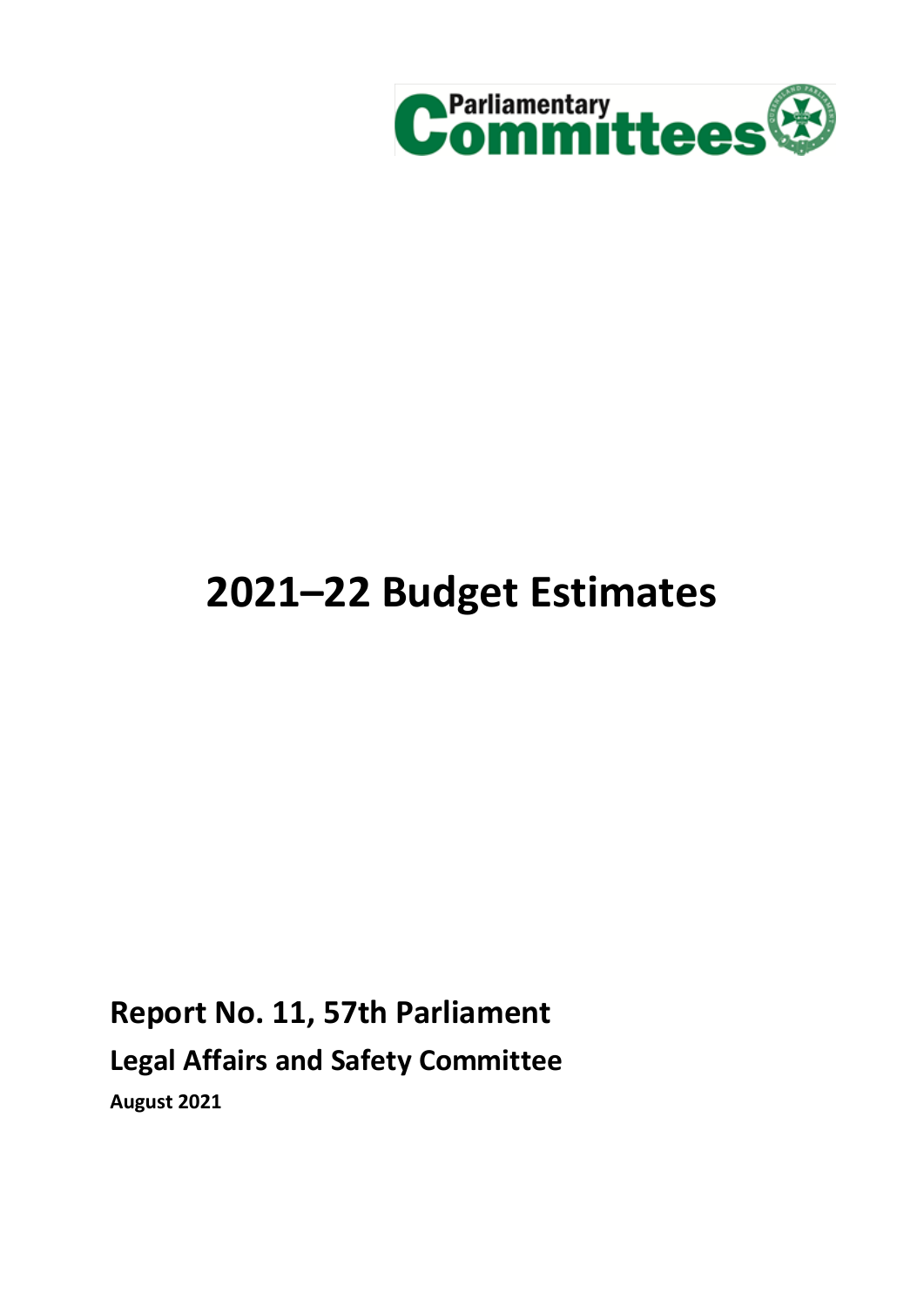Parliamentary Committees

# 2021–22 Budget Estimates

**Report No. 11, 57th Parliament**

**Legal Affairs and Safety Committee**

**August 2021**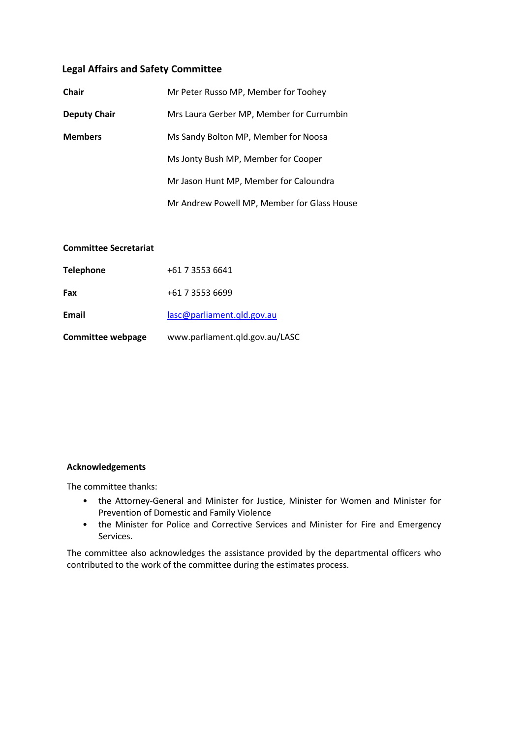## Legal Affairs and Safety Committee

| | |
|---|---|
| **Chair** | Mr Peter Russo MP, Member for Toohey |
| **Deputy Chair** | Mrs Laura Gerber MP, Member for Currumbin |
| **Members** | Ms Sandy Bolton MP, Member for Noosa |
| | Ms Jonty Bush MP, Member for Cooper |
| | Mr Jason Hunt MP, Member for Caloundra |
| | Mr Andrew Powell MP, Member for Glass House |

| | |
|---|---|
| **Committee Secretariat** | |
| **Telephone** | +61 7 3553 6641 |
| **Fax** | +61 7 3553 6699 |
| **Email** | lasc@parliament.qld.gov.au |
| **Committee webpage** | www.parliament.qld.gov.au/LASC |

**Acknowledgements**

The committee thanks:

- the Attorney-General and Minister for Justice, Minister for Women and Minister for Prevention of Domestic and Family Violence
- the Minister for Police and Corrective Services and Minister for Fire and Emergency Services.

The committee also acknowledges the assistance provided by the departmental officers who contributed to the work of the committee during the estimates process.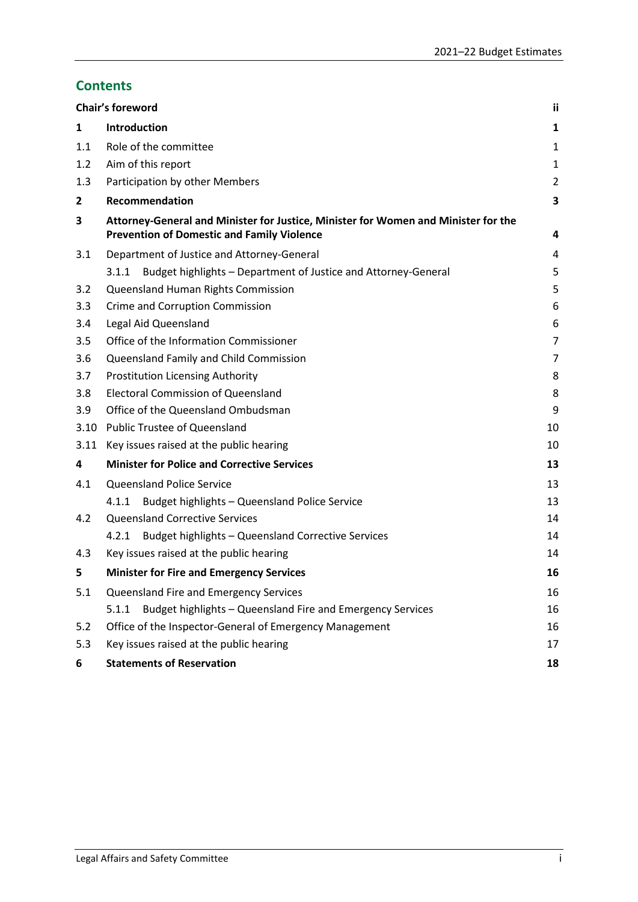## Contents

| | | |
|---|---|---|
| **Chair's foreword** | | **ii** |
| **1** | **Introduction** | **1** |
| 1.1 | Role of the committee | 1 |
| 1.2 | Aim of this report | 1 |
| 1.3 | Participation by other Members | 2 |
| **2** | **Recommendation** | **3** |
| **3** | **Attorney-General and Minister for Justice, Minister for Women and Minister for the Prevention of Domestic and Family Violence** | **4** |
| 3.1 | Department of Justice and Attorney-General | 4 |
| | 3.1.1 Budget highlights – Department of Justice and Attorney-General | 5 |
| 3.2 | Queensland Human Rights Commission | 5 |
| 3.3 | Crime and Corruption Commission | 6 |
| 3.4 | Legal Aid Queensland | 6 |
| 3.5 | Office of the Information Commissioner | 7 |
| 3.6 | Queensland Family and Child Commission | 7 |
| 3.7 | Prostitution Licensing Authority | 8 |
| 3.8 | Electoral Commission of Queensland | 8 |
| 3.9 | Office of the Queensland Ombudsman | 9 |
| 3.10 | Public Trustee of Queensland | 10 |
| 3.11 | Key issues raised at the public hearing | 10 |
| **4** | **Minister for Police and Corrective Services** | **13** |
| 4.1 | Queensland Police Service | 13 |
| | 4.1.1 Budget highlights – Queensland Police Service | 13 |
| 4.2 | Queensland Corrective Services | 14 |
| | 4.2.1 Budget highlights – Queensland Corrective Services | 14 |
| 4.3 | Key issues raised at the public hearing | 14 |
| **5** | **Minister for Fire and Emergency Services** | **16** |
| 5.1 | Queensland Fire and Emergency Services | 16 |
| | 5.1.1 Budget highlights – Queensland Fire and Emergency Services | 16 |
| 5.2 | Office of the Inspector-General of Emergency Management | 16 |
| 5.3 | Key issues raised at the public hearing | 17 |
| **6** | **Statements of Reservation** | **18** |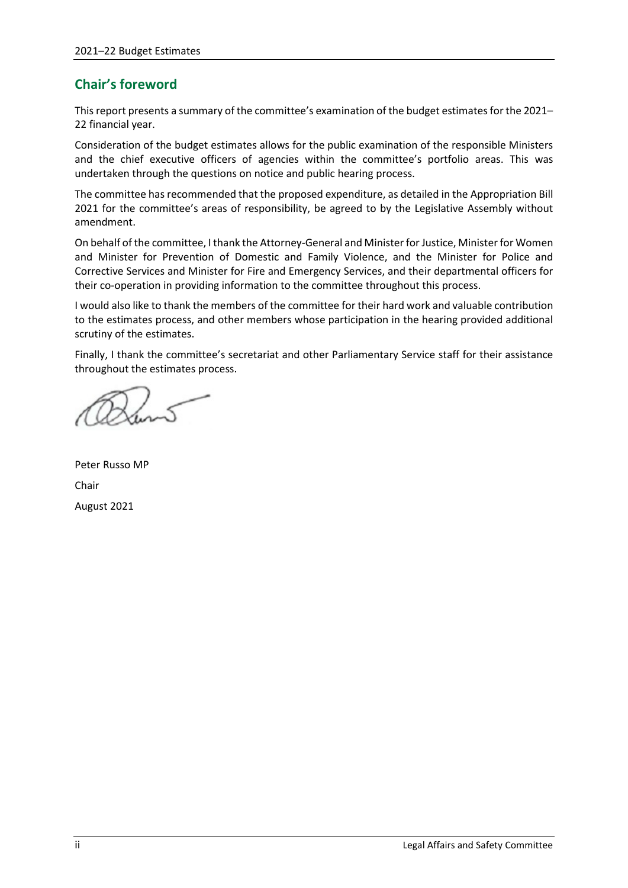## Chair's foreword

This report presents a summary of the committee's examination of the budget estimates for the 2021–22 financial year.

Consideration of the budget estimates allows for the public examination of the responsible Ministers and the chief executive officers of agencies within the committee's portfolio areas. This was undertaken through the questions on notice and public hearing process.

The committee has recommended that the proposed expenditure, as detailed in the Appropriation Bill 2021 for the committee's areas of responsibility, be agreed to by the Legislative Assembly without amendment.

On behalf of the committee, I thank the Attorney-General and Minister for Justice, Minister for Women and Minister for Prevention of Domestic and Family Violence, and the Minister for Police and Corrective Services and Minister for Fire and Emergency Services, and their departmental officers for their co-operation in providing information to the committee throughout this process.

I would also like to thank the members of the committee for their hard work and valuable contribution to the estimates process, and other members whose participation in the hearing provided additional scrutiny of the estimates.

Finally, I thank the committee's secretariat and other Parliamentary Service staff for their assistance throughout the estimates process.

Peter Russo MP

Chair

August 2021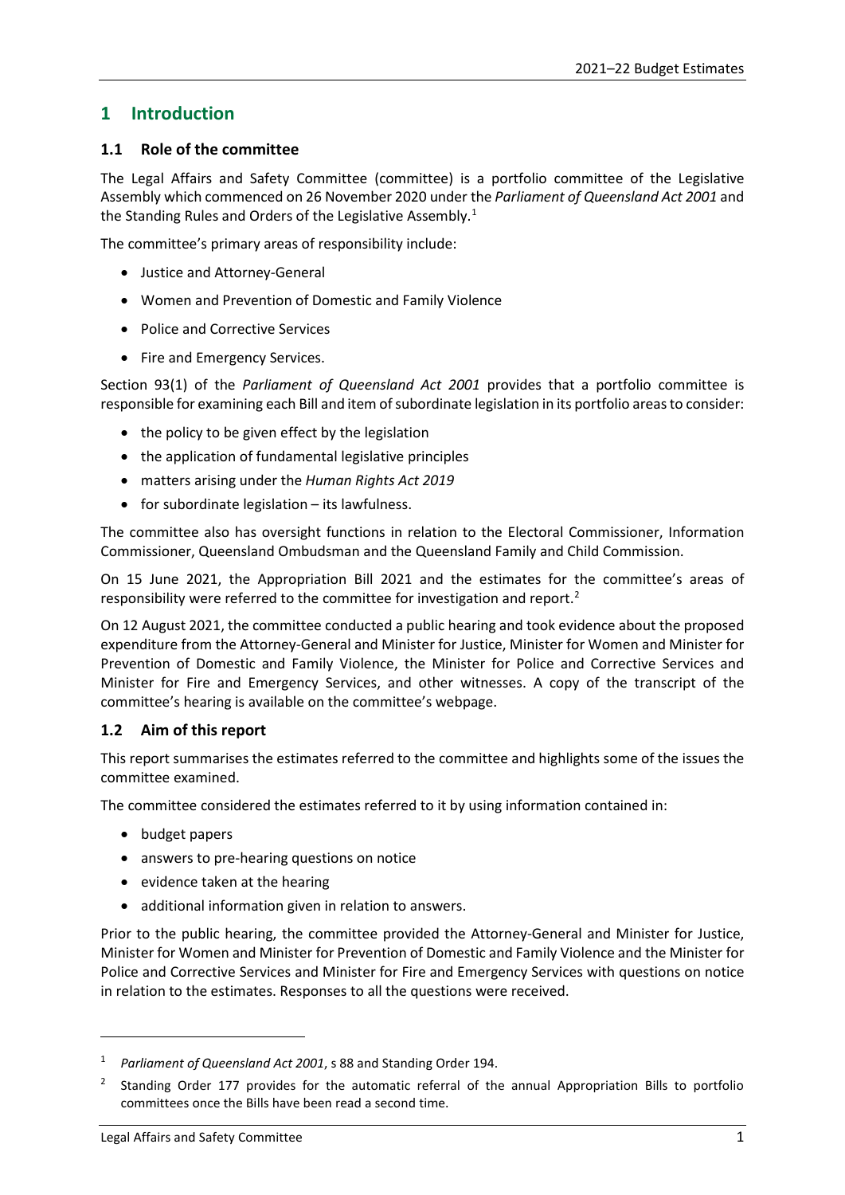# 1 Introduction

## 1.1 Role of the committee

The Legal Affairs and Safety Committee (committee) is a portfolio committee of the Legislative Assembly which commenced on 26 November 2020 under the *Parliament of Queensland Act 2001* and the Standing Rules and Orders of the Legislative Assembly.[1]

The committee's primary areas of responsibility include:

- Justice and Attorney-General
- Women and Prevention of Domestic and Family Violence
- Police and Corrective Services
- Fire and Emergency Services.

Section 93(1) of the *Parliament of Queensland Act 2001* provides that a portfolio committee is responsible for examining each Bill and item of subordinate legislation in its portfolio areas to consider:

- the policy to be given effect by the legislation
- the application of fundamental legislative principles
- matters arising under the *Human Rights Act 2019*
- for subordinate legislation – its lawfulness.

The committee also has oversight functions in relation to the Electoral Commissioner, Information Commissioner, Queensland Ombudsman and the Queensland Family and Child Commission.

On 15 June 2021, the Appropriation Bill 2021 and the estimates for the committee's areas of responsibility were referred to the committee for investigation and report.[2]

On 12 August 2021, the committee conducted a public hearing and took evidence about the proposed expenditure from the Attorney-General and Minister for Justice, Minister for Women and Minister for Prevention of Domestic and Family Violence, the Minister for Police and Corrective Services and Minister for Fire and Emergency Services, and other witnesses. A copy of the transcript of the committee's hearing is available on the committee's webpage.

## 1.2 Aim of this report

This report summarises the estimates referred to the committee and highlights some of the issues the committee examined.

The committee considered the estimates referred to it by using information contained in:

- budget papers
- answers to pre-hearing questions on notice
- evidence taken at the hearing
- additional information given in relation to answers.

Prior to the public hearing, the committee provided the Attorney-General and Minister for Justice, Minister for Women and Minister for Prevention of Domestic and Family Violence and the Minister for Police and Corrective Services and Minister for Fire and Emergency Services with questions on notice in relation to the estimates. Responses to all the questions were received.

---

[1] *Parliament of Queensland Act 2001*, s 88 and Standing Order 194.

[2] Standing Order 177 provides for the automatic referral of the annual Appropriation Bills to portfolio committees once the Bills have been read a second time.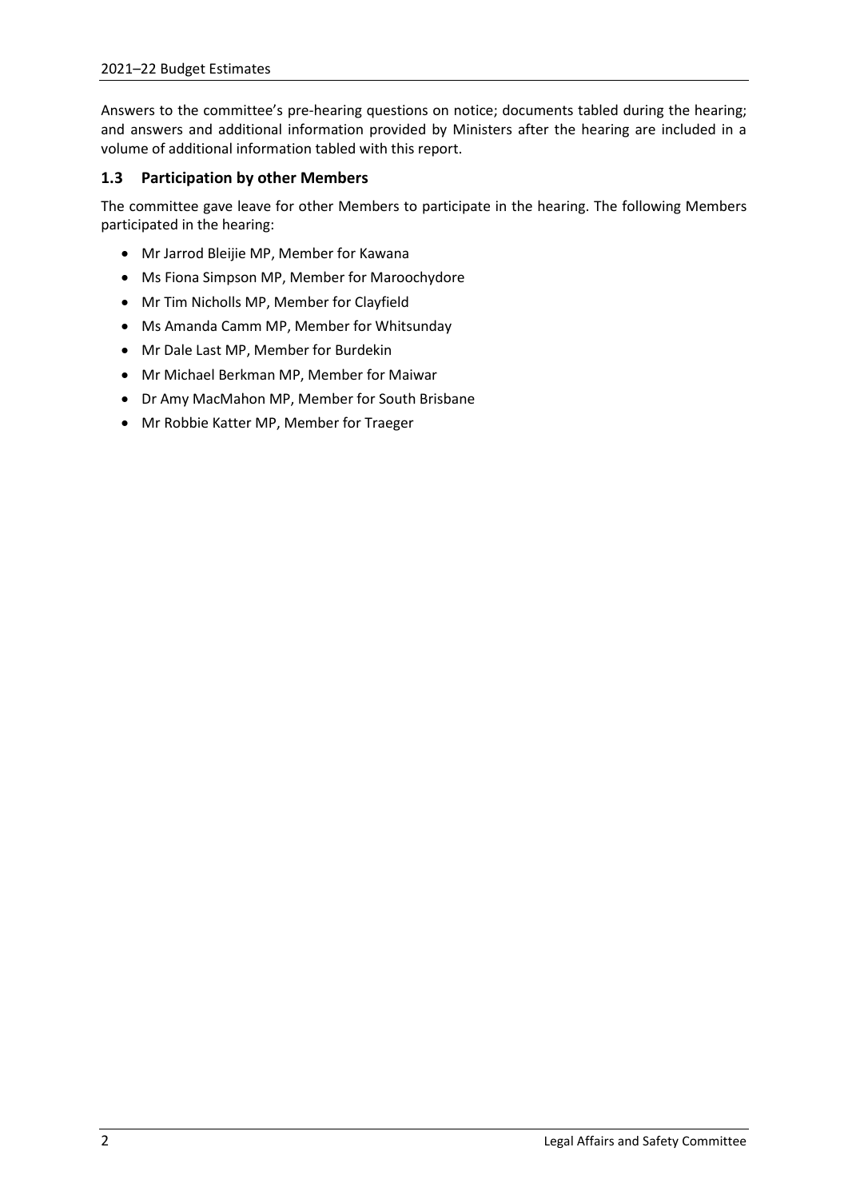Answers to the committee's pre-hearing questions on notice; documents tabled during the hearing; and answers and additional information provided by Ministers after the hearing are included in a volume of additional information tabled with this report.

### 1.3 Participation by other Members

The committee gave leave for other Members to participate in the hearing. The following Members participated in the hearing:

- Mr Jarrod Bleijie MP, Member for Kawana
- Ms Fiona Simpson MP, Member for Maroochydore
- Mr Tim Nicholls MP, Member for Clayfield
- Ms Amanda Camm MP, Member for Whitsunday
- Mr Dale Last MP, Member for Burdekin
- Mr Michael Berkman MP, Member for Maiwar
- Dr Amy MacMahon MP, Member for South Brisbane
- Mr Robbie Katter MP, Member for Traeger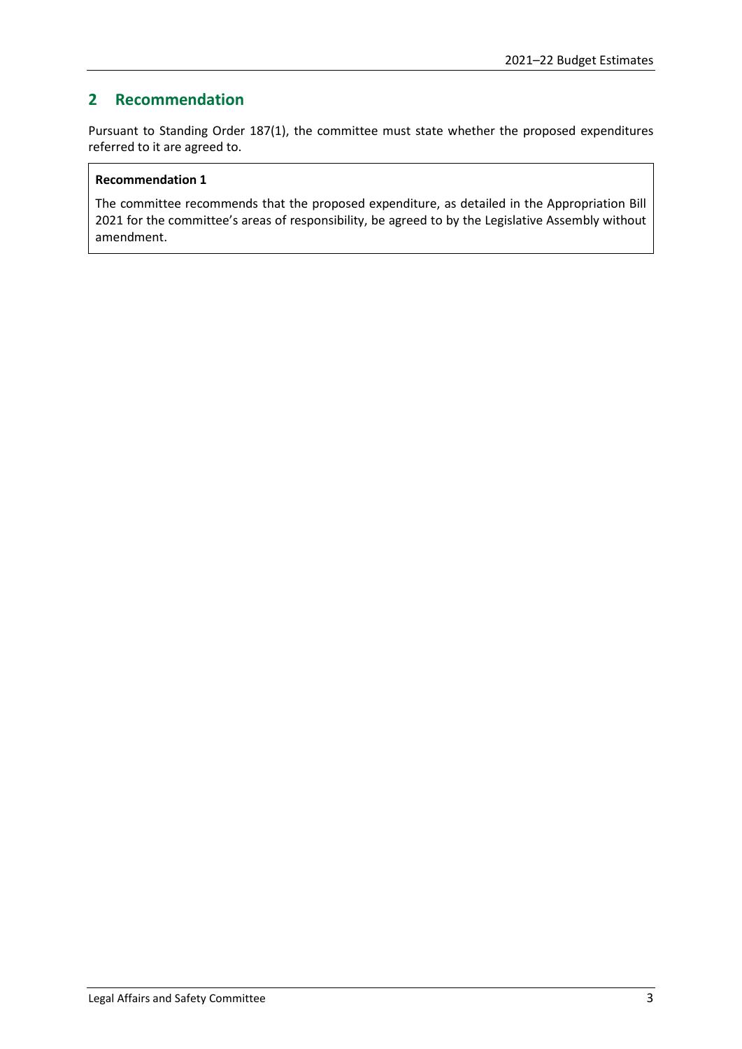## 2 Recommendation

Pursuant to Standing Order 187(1), the committee must state whether the proposed expenditures referred to it are agreed to.

**Recommendation 1**

The committee recommends that the proposed expenditure, as detailed in the Appropriation Bill 2021 for the committee's areas of responsibility, be agreed to by the Legislative Assembly without amendment.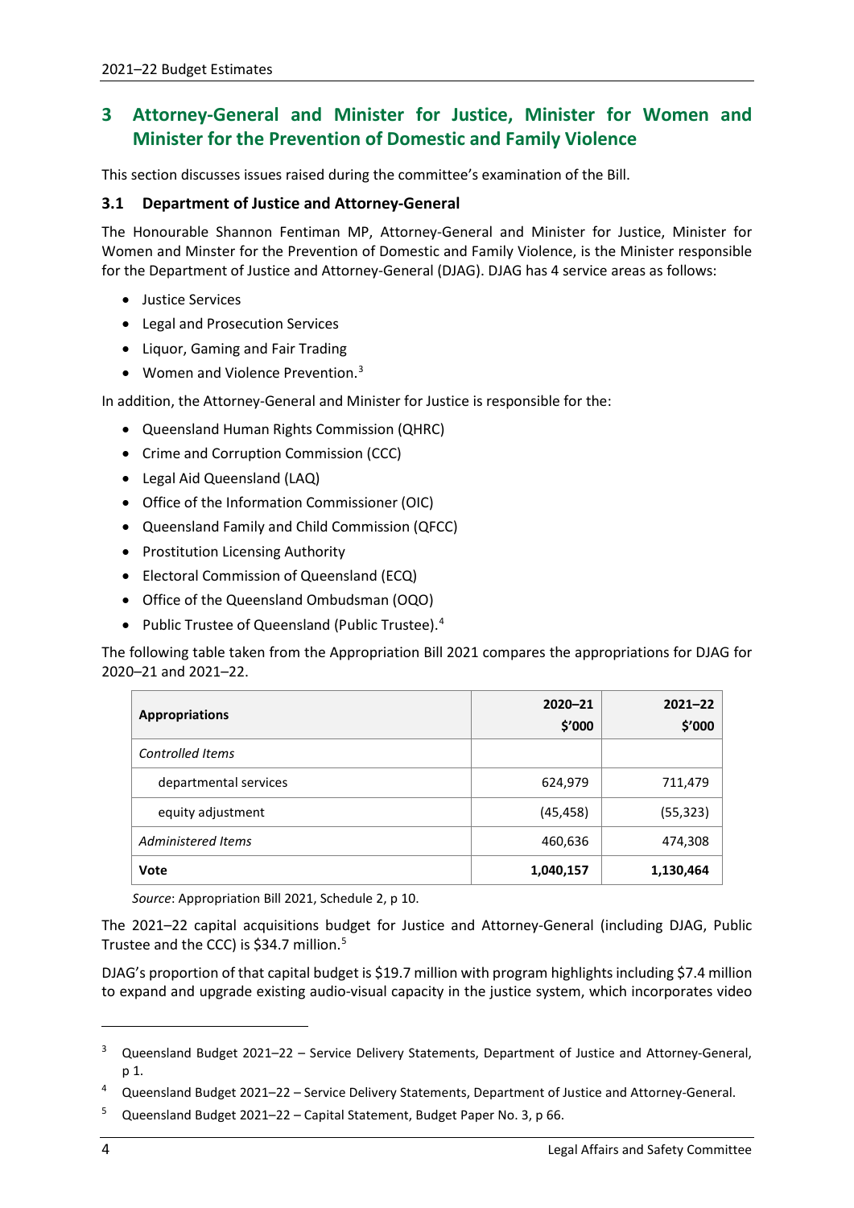## 3 Attorney-General and Minister for Justice, Minister for Women and Minister for the Prevention of Domestic and Family Violence

This section discusses issues raised during the committee's examination of the Bill.

### 3.1 Department of Justice and Attorney-General

The Honourable Shannon Fentiman MP, Attorney-General and Minister for Justice, Minister for Women and Minster for the Prevention of Domestic and Family Violence, is the Minister responsible for the Department of Justice and Attorney-General (DJAG). DJAG has 4 service areas as follows:

- Justice Services
- Legal and Prosecution Services
- Liquor, Gaming and Fair Trading
- Women and Violence Prevention.[3]

In addition, the Attorney-General and Minister for Justice is responsible for the:

- Queensland Human Rights Commission (QHRC)
- Crime and Corruption Commission (CCC)
- Legal Aid Queensland (LAQ)
- Office of the Information Commissioner (OIC)
- Queensland Family and Child Commission (QFCC)
- Prostitution Licensing Authority
- Electoral Commission of Queensland (ECQ)
- Office of the Queensland Ombudsman (OQO)
- Public Trustee of Queensland (Public Trustee).[4]

The following table taken from the Appropriation Bill 2021 compares the appropriations for DJAG for 2020–21 and 2021–22.

| **Appropriations** | **2020–21 $'000** | **2021–22 $'000** |
|---|---|---|
| *Controlled Items* | | |
| departmental services | 624,979 | 711,479 |
| equity adjustment | (45,458) | (55,323) |
| *Administered Items* | 460,636 | 474,308 |
| **Vote** | **1,040,157** | **1,130,464** |

*Source*: Appropriation Bill 2021, Schedule 2, p 10.

The 2021–22 capital acquisitions budget for Justice and Attorney-General (including DJAG, Public Trustee and the CCC) is $34.7 million.[5]

DJAG's proportion of that capital budget is $19.7 million with program highlights including $7.4 million to expand and upgrade existing audio-visual capacity in the justice system, which incorporates video

---

[3] Queensland Budget 2021–22 – Service Delivery Statements, Department of Justice and Attorney-General, p 1.

[4] Queensland Budget 2021–22 – Service Delivery Statements, Department of Justice and Attorney-General.

[5] Queensland Budget 2021–22 – Capital Statement, Budget Paper No. 3, p 66.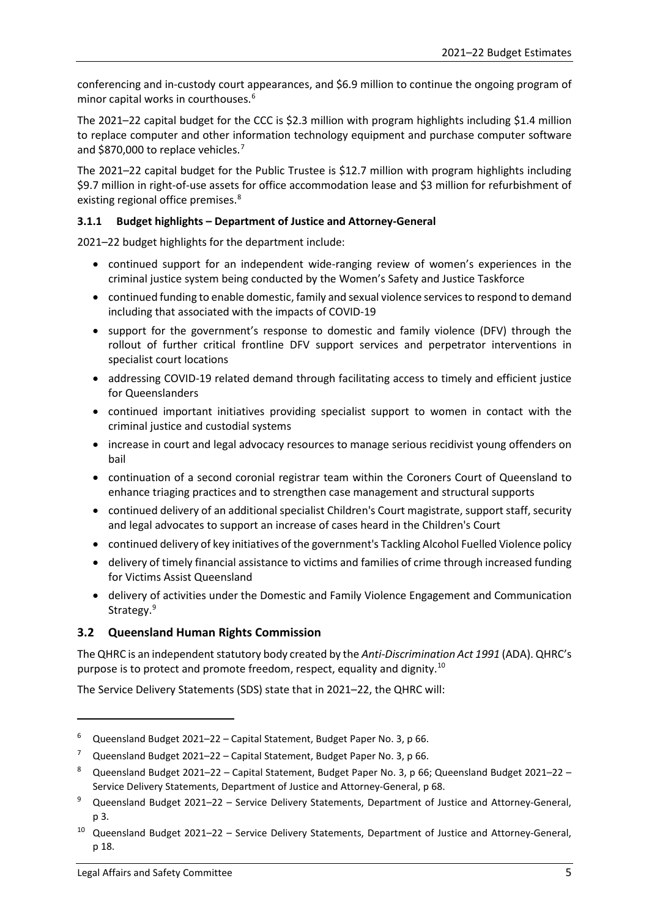conferencing and in-custody court appearances, and $6.9 million to continue the ongoing program of minor capital works in courthouses.[6]

The 2021–22 capital budget for the CCC is $2.3 million with program highlights including $1.4 million to replace computer and other information technology equipment and purchase computer software and $870,000 to replace vehicles.[7]

The 2021–22 capital budget for the Public Trustee is $12.7 million with program highlights including $9.7 million in right-of-use assets for office accommodation lease and $3 million for refurbishment of existing regional office premises.[8]

#### 3.1.1 Budget highlights – Department of Justice and Attorney-General

2021–22 budget highlights for the department include:

- continued support for an independent wide-ranging review of women's experiences in the criminal justice system being conducted by the Women's Safety and Justice Taskforce
- continued funding to enable domestic, family and sexual violence services to respond to demand including that associated with the impacts of COVID-19
- support for the government's response to domestic and family violence (DFV) through the rollout of further critical frontline DFV support services and perpetrator interventions in specialist court locations
- addressing COVID-19 related demand through facilitating access to timely and efficient justice for Queenslanders
- continued important initiatives providing specialist support to women in contact with the criminal justice and custodial systems
- increase in court and legal advocacy resources to manage serious recidivist young offenders on bail
- continuation of a second coronial registrar team within the Coroners Court of Queensland to enhance triaging practices and to strengthen case management and structural supports
- continued delivery of an additional specialist Children's Court magistrate, support staff, security and legal advocates to support an increase of cases heard in the Children's Court
- continued delivery of key initiatives of the government's Tackling Alcohol Fuelled Violence policy
- delivery of timely financial assistance to victims and families of crime through increased funding for Victims Assist Queensland
- delivery of activities under the Domestic and Family Violence Engagement and Communication Strategy.[9]

### 3.2 Queensland Human Rights Commission

The QHRC is an independent statutory body created by the *Anti-Discrimination Act 1991* (ADA). QHRC's purpose is to protect and promote freedom, respect, equality and dignity.[10]

The Service Delivery Statements (SDS) state that in 2021–22, the QHRC will:

---

[6] Queensland Budget 2021–22 – Capital Statement, Budget Paper No. 3, p 66.

[7] Queensland Budget 2021–22 – Capital Statement, Budget Paper No. 3, p 66.

[8] Queensland Budget 2021–22 – Capital Statement, Budget Paper No. 3, p 66; Queensland Budget 2021–22 – Service Delivery Statements, Department of Justice and Attorney-General, p 68.

[9] Queensland Budget 2021–22 – Service Delivery Statements, Department of Justice and Attorney-General, p 3.

[10] Queensland Budget 2021–22 – Service Delivery Statements, Department of Justice and Attorney-General, p 18.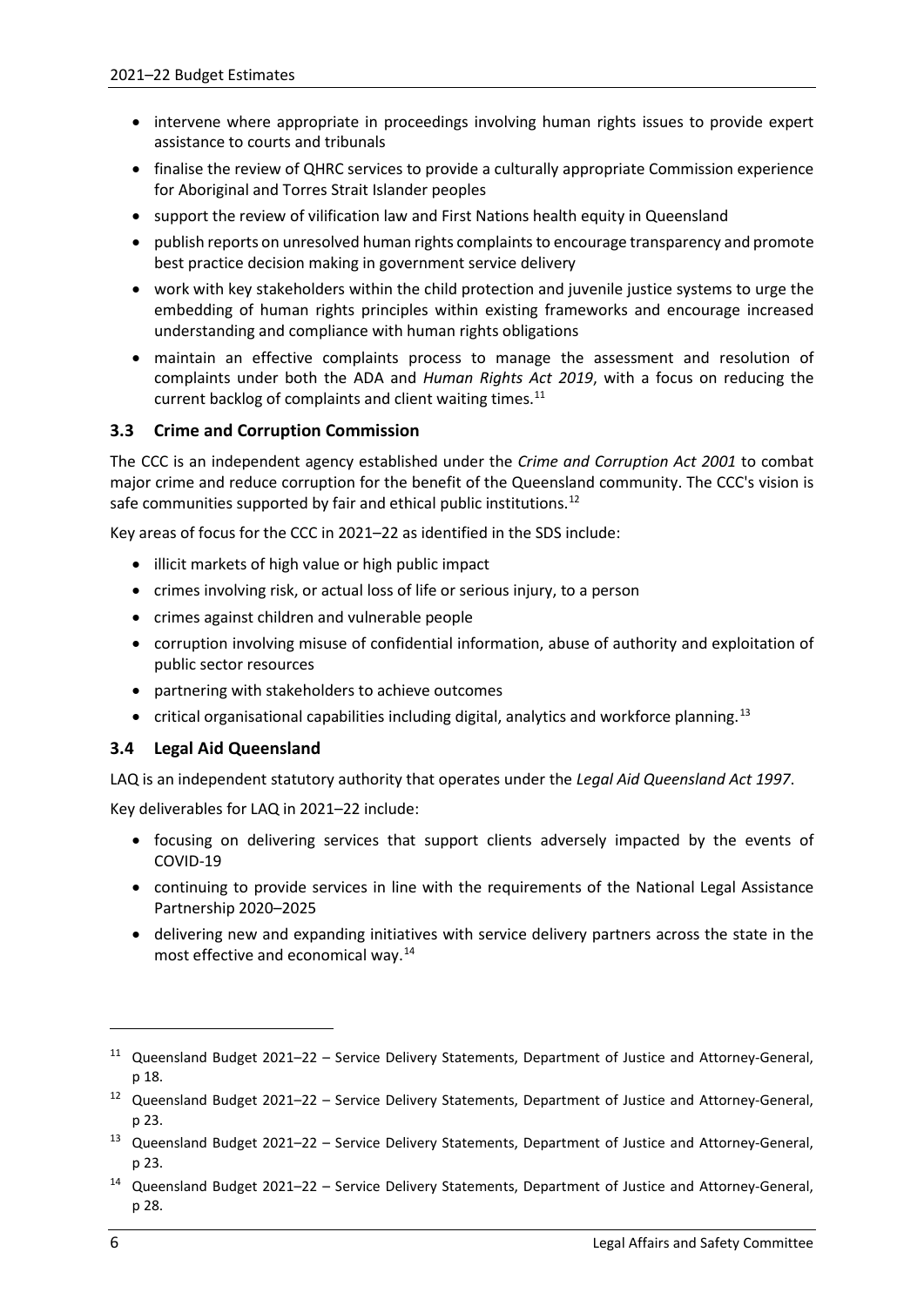- intervene where appropriate in proceedings involving human rights issues to provide expert assistance to courts and tribunals
- finalise the review of QHRC services to provide a culturally appropriate Commission experience for Aboriginal and Torres Strait Islander peoples
- support the review of vilification law and First Nations health equity in Queensland
- publish reports on unresolved human rights complaints to encourage transparency and promote best practice decision making in government service delivery
- work with key stakeholders within the child protection and juvenile justice systems to urge the embedding of human rights principles within existing frameworks and encourage increased understanding and compliance with human rights obligations
- maintain an effective complaints process to manage the assessment and resolution of complaints under both the ADA and *Human Rights Act 2019*, with a focus on reducing the current backlog of complaints and client waiting times.[11]

### 3.3 Crime and Corruption Commission

The CCC is an independent agency established under the *Crime and Corruption Act 2001* to combat major crime and reduce corruption for the benefit of the Queensland community. The CCC's vision is safe communities supported by fair and ethical public institutions.[12]

Key areas of focus for the CCC in 2021–22 as identified in the SDS include:

- illicit markets of high value or high public impact
- crimes involving risk, or actual loss of life or serious injury, to a person
- crimes against children and vulnerable people
- corruption involving misuse of confidential information, abuse of authority and exploitation of public sector resources
- partnering with stakeholders to achieve outcomes
- critical organisational capabilities including digital, analytics and workforce planning.[13]

### 3.4 Legal Aid Queensland

LAQ is an independent statutory authority that operates under the *Legal Aid Queensland Act 1997*.

Key deliverables for LAQ in 2021–22 include:

- focusing on delivering services that support clients adversely impacted by the events of COVID-19
- continuing to provide services in line with the requirements of the National Legal Assistance Partnership 2020–2025
- delivering new and expanding initiatives with service delivery partners across the state in the most effective and economical way.[14]

---

[11] Queensland Budget 2021–22 – Service Delivery Statements, Department of Justice and Attorney-General, p 18.

[12] Queensland Budget 2021–22 – Service Delivery Statements, Department of Justice and Attorney-General, p 23.

[13] Queensland Budget 2021–22 – Service Delivery Statements, Department of Justice and Attorney-General, p 23.

[14] Queensland Budget 2021–22 – Service Delivery Statements, Department of Justice and Attorney-General, p 28.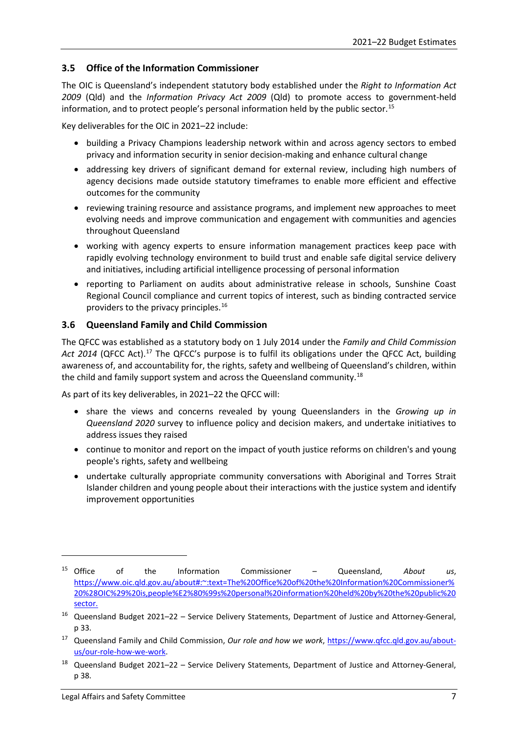### 3.5 Office of the Information Commissioner

The OIC is Queensland's independent statutory body established under the *Right to Information Act 2009* (Qld) and the *Information Privacy Act 2009* (Qld) to promote access to government-held information, and to protect people's personal information held by the public sector.[15]

Key deliverables for the OIC in 2021–22 include:

- building a Privacy Champions leadership network within and across agency sectors to embed privacy and information security in senior decision-making and enhance cultural change
- addressing key drivers of significant demand for external review, including high numbers of agency decisions made outside statutory timeframes to enable more efficient and effective outcomes for the community
- reviewing training resource and assistance programs, and implement new approaches to meet evolving needs and improve communication and engagement with communities and agencies throughout Queensland
- working with agency experts to ensure information management practices keep pace with rapidly evolving technology environment to build trust and enable safe digital service delivery and initiatives, including artificial intelligence processing of personal information
- reporting to Parliament on audits about administrative release in schools, Sunshine Coast Regional Council compliance and current topics of interest, such as binding contracted service providers to the privacy principles.[16]

### 3.6 Queensland Family and Child Commission

The QFCC was established as a statutory body on 1 July 2014 under the *Family and Child Commission Act 2014* (QFCC Act).[17] The QFCC's purpose is to fulfil its obligations under the QFCC Act, building awareness of, and accountability for, the rights, safety and wellbeing of Queensland's children, within the child and family support system and across the Queensland community.[18]

As part of its key deliverables, in 2021–22 the QFCC will:

- share the views and concerns revealed by young Queenslanders in the *Growing up in Queensland 2020* survey to influence policy and decision makers, and undertake initiatives to address issues they raised
- continue to monitor and report on the impact of youth justice reforms on children's and young people's rights, safety and wellbeing
- undertake culturally appropriate community conversations with Aboriginal and Torres Strait Islander children and young people about their interactions with the justice system and identify improvement opportunities

---

[15] Office of the Information Commissioner – Queensland, *About us*, https://www.oic.qld.gov.au/about#:~:text=The%20Office%20of%20the%20Information%20Commissioner%20%28OIC%29%20is,people%E2%80%99s%20personal%20information%20held%20by%20the%20public%20sector.

[16] Queensland Budget 2021–22 – Service Delivery Statements, Department of Justice and Attorney-General, p 33.

[17] Queensland Family and Child Commission, *Our role and how we work*, https://www.qfcc.qld.gov.au/about-us/our-role-how-we-work.

[18] Queensland Budget 2021–22 – Service Delivery Statements, Department of Justice and Attorney-General, p 38.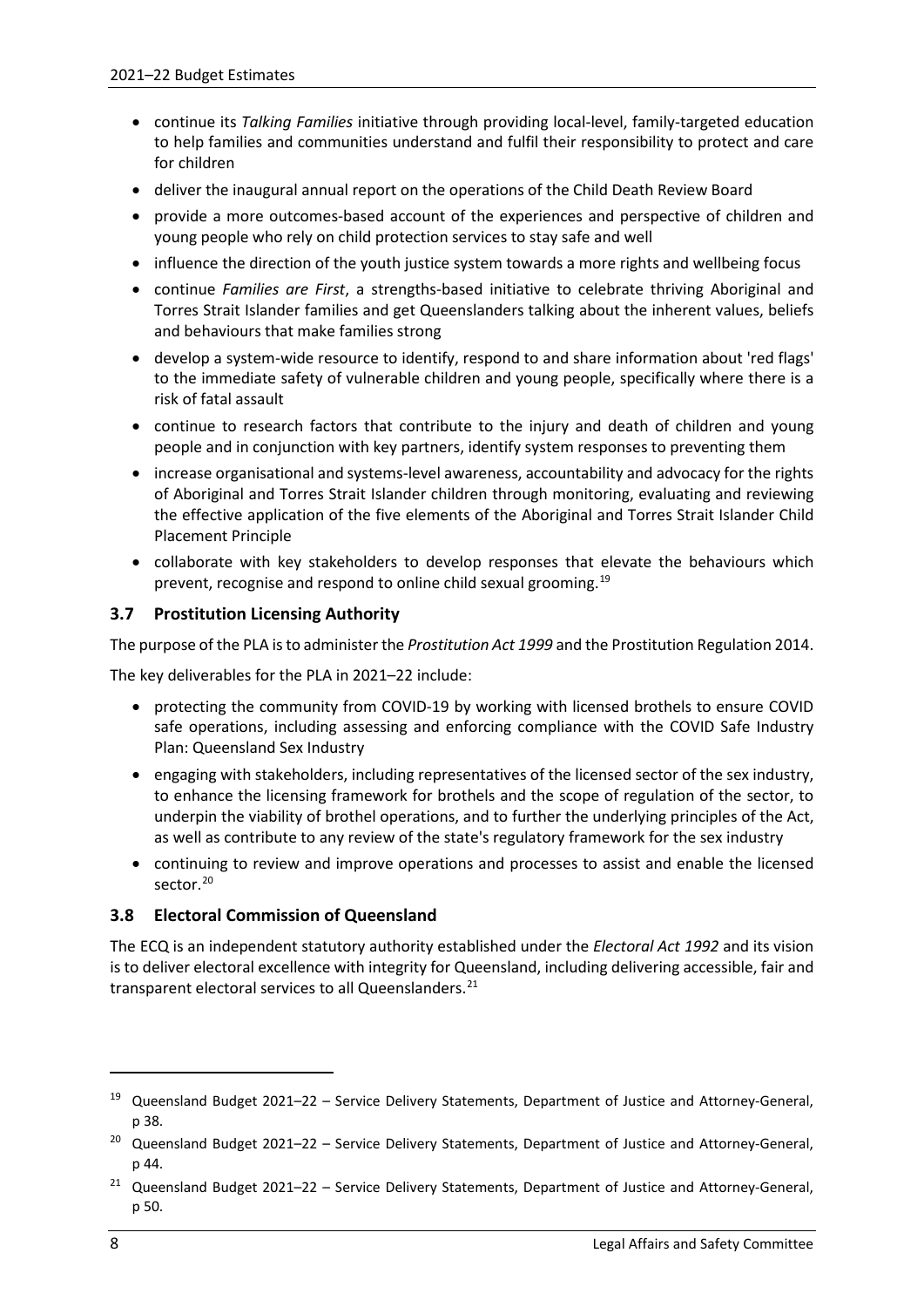- continue its *Talking Families* initiative through providing local-level, family-targeted education to help families and communities understand and fulfil their responsibility to protect and care for children
- deliver the inaugural annual report on the operations of the Child Death Review Board
- provide a more outcomes-based account of the experiences and perspective of children and young people who rely on child protection services to stay safe and well
- influence the direction of the youth justice system towards a more rights and wellbeing focus
- continue *Families are First*, a strengths-based initiative to celebrate thriving Aboriginal and Torres Strait Islander families and get Queenslanders talking about the inherent values, beliefs and behaviours that make families strong
- develop a system-wide resource to identify, respond to and share information about 'red flags' to the immediate safety of vulnerable children and young people, specifically where there is a risk of fatal assault
- continue to research factors that contribute to the injury and death of children and young people and in conjunction with key partners, identify system responses to preventing them
- increase organisational and systems-level awareness, accountability and advocacy for the rights of Aboriginal and Torres Strait Islander children through monitoring, evaluating and reviewing the effective application of the five elements of the Aboriginal and Torres Strait Islander Child Placement Principle
- collaborate with key stakeholders to develop responses that elevate the behaviours which prevent, recognise and respond to online child sexual grooming.[19]

### 3.7 Prostitution Licensing Authority

The purpose of the PLA is to administer the *Prostitution Act 1999* and the Prostitution Regulation 2014.

The key deliverables for the PLA in 2021–22 include:

- protecting the community from COVID-19 by working with licensed brothels to ensure COVID safe operations, including assessing and enforcing compliance with the COVID Safe Industry Plan: Queensland Sex Industry
- engaging with stakeholders, including representatives of the licensed sector of the sex industry, to enhance the licensing framework for brothels and the scope of regulation of the sector, to underpin the viability of brothel operations, and to further the underlying principles of the Act, as well as contribute to any review of the state's regulatory framework for the sex industry
- continuing to review and improve operations and processes to assist and enable the licensed sector.[20]

### 3.8 Electoral Commission of Queensland

The ECQ is an independent statutory authority established under the *Electoral Act 1992* and its vision is to deliver electoral excellence with integrity for Queensland, including delivering accessible, fair and transparent electoral services to all Queenslanders.[21]

---

[19] Queensland Budget 2021–22 – Service Delivery Statements, Department of Justice and Attorney-General, p 38.

[20] Queensland Budget 2021–22 – Service Delivery Statements, Department of Justice and Attorney-General, p 44.

[21] Queensland Budget 2021–22 – Service Delivery Statements, Department of Justice and Attorney-General, p 50.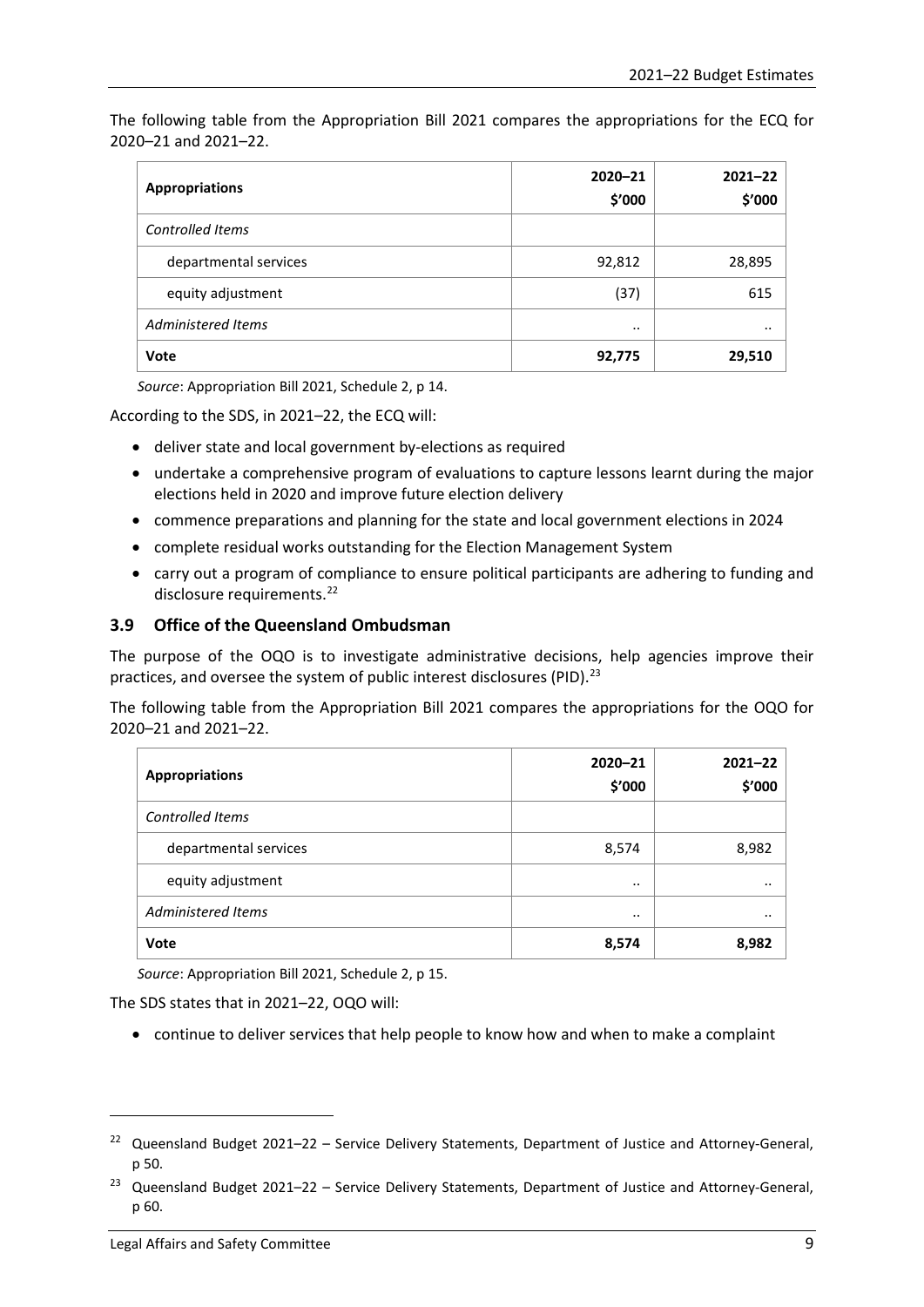The following table from the Appropriation Bill 2021 compares the appropriations for the ECQ for 2020–21 and 2021–22.

| Appropriations | 2020–21 $'000 | 2021–22 $'000 |
|---|---|---|
| *Controlled Items* | | |
| departmental services | 92,812 | 28,895 |
| equity adjustment | (37) | 615 |
| *Administered Items* | .. | .. |
| **Vote** | **92,775** | **29,510** |

*Source*: Appropriation Bill 2021, Schedule 2, p 14.

According to the SDS, in 2021–22, the ECQ will:

- deliver state and local government by-elections as required
- undertake a comprehensive program of evaluations to capture lessons learnt during the major elections held in 2020 and improve future election delivery
- commence preparations and planning for the state and local government elections in 2024
- complete residual works outstanding for the Election Management System
- carry out a program of compliance to ensure political participants are adhering to funding and disclosure requirements.[22]

### 3.9 Office of the Queensland Ombudsman

The purpose of the OQO is to investigate administrative decisions, help agencies improve their practices, and oversee the system of public interest disclosures (PID).[23]

The following table from the Appropriation Bill 2021 compares the appropriations for the OQO for 2020–21 and 2021–22.

| Appropriations | 2020–21 $'000 | 2021–22 $'000 |
|---|---|---|
| *Controlled Items* | | |
| departmental services | 8,574 | 8,982 |
| equity adjustment | .. | .. |
| *Administered Items* | .. | .. |
| **Vote** | **8,574** | **8,982** |

*Source*: Appropriation Bill 2021, Schedule 2, p 15.

The SDS states that in 2021–22, OQO will:

- continue to deliver services that help people to know how and when to make a complaint

---

[22] Queensland Budget 2021–22 – Service Delivery Statements, Department of Justice and Attorney-General, p 50.

[23] Queensland Budget 2021–22 – Service Delivery Statements, Department of Justice and Attorney-General, p 60.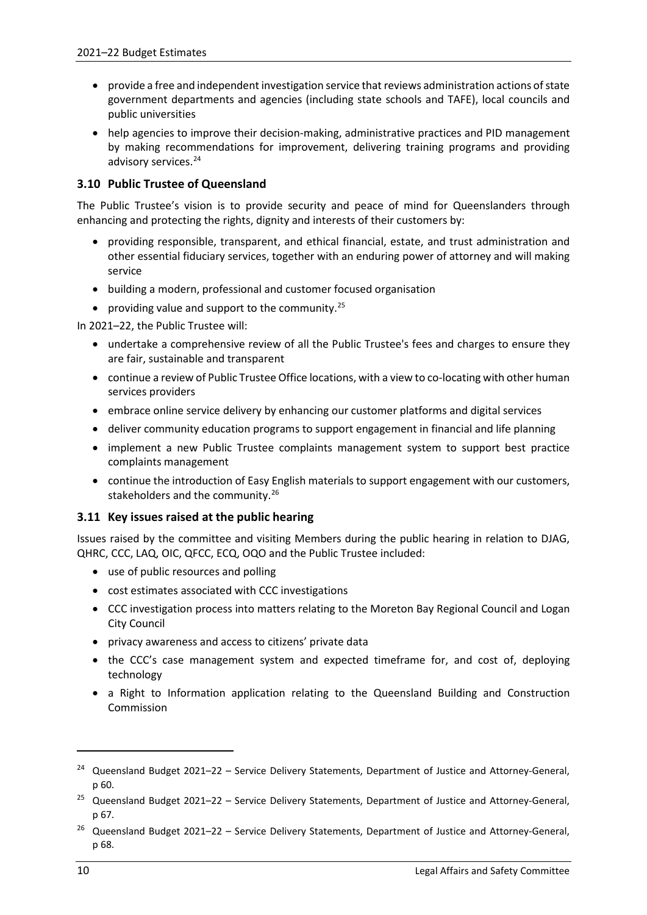- provide a free and independent investigation service that reviews administration actions of state government departments and agencies (including state schools and TAFE), local councils and public universities
- help agencies to improve their decision-making, administrative practices and PID management by making recommendations for improvement, delivering training programs and providing advisory services.[24]

### 3.10 Public Trustee of Queensland

The Public Trustee's vision is to provide security and peace of mind for Queenslanders through enhancing and protecting the rights, dignity and interests of their customers by:

- providing responsible, transparent, and ethical financial, estate, and trust administration and other essential fiduciary services, together with an enduring power of attorney and will making service
- building a modern, professional and customer focused organisation
- providing value and support to the community.[25]

In 2021–22, the Public Trustee will:

- undertake a comprehensive review of all the Public Trustee's fees and charges to ensure they are fair, sustainable and transparent
- continue a review of Public Trustee Office locations, with a view to co-locating with other human services providers
- embrace online service delivery by enhancing our customer platforms and digital services
- deliver community education programs to support engagement in financial and life planning
- implement a new Public Trustee complaints management system to support best practice complaints management
- continue the introduction of Easy English materials to support engagement with our customers, stakeholders and the community.[26]

### 3.11 Key issues raised at the public hearing

Issues raised by the committee and visiting Members during the public hearing in relation to DJAG, QHRC, CCC, LAQ, OIC, QFCC, ECQ, OQO and the Public Trustee included:

- use of public resources and polling
- cost estimates associated with CCC investigations
- CCC investigation process into matters relating to the Moreton Bay Regional Council and Logan City Council
- privacy awareness and access to citizens' private data
- the CCC's case management system and expected timeframe for, and cost of, deploying technology
- a Right to Information application relating to the Queensland Building and Construction Commission

---

[24] Queensland Budget 2021–22 – Service Delivery Statements, Department of Justice and Attorney-General, p 60.

[25] Queensland Budget 2021–22 – Service Delivery Statements, Department of Justice and Attorney-General, p 67.

[26] Queensland Budget 2021–22 – Service Delivery Statements, Department of Justice and Attorney-General, p 68.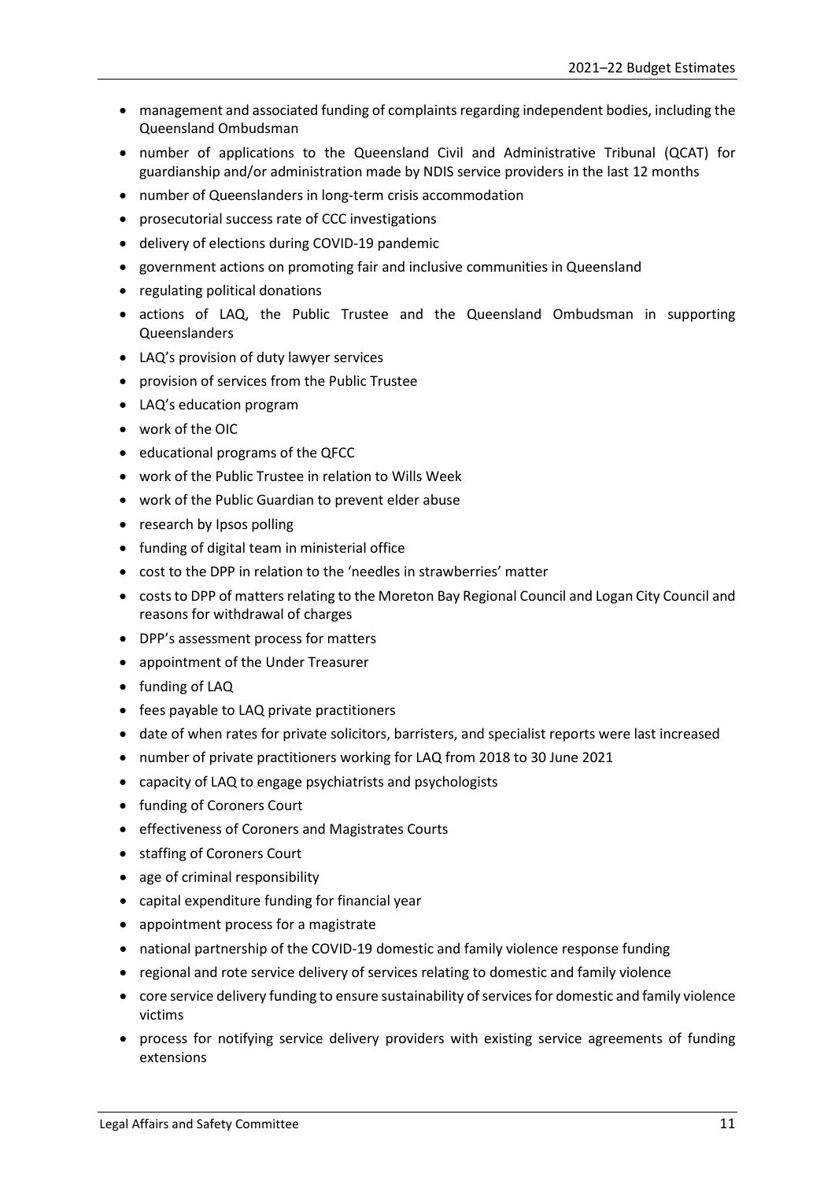- management and associated funding of complaints regarding independent bodies, including the Queensland Ombudsman
- number of applications to the Queensland Civil and Administrative Tribunal (QCAT) for guardianship and/or administration made by NDIS service providers in the last 12 months
- number of Queenslanders in long-term crisis accommodation
- prosecutorial success rate of CCC investigations
- delivery of elections during COVID-19 pandemic
- government actions on promoting fair and inclusive communities in Queensland
- regulating political donations
- actions of LAQ, the Public Trustee and the Queensland Ombudsman in supporting Queenslanders
- LAQ's provision of duty lawyer services
- provision of services from the Public Trustee
- LAQ's education program
- work of the OIC
- educational programs of the QFCC
- work of the Public Trustee in relation to Wills Week
- work of the Public Guardian to prevent elder abuse
- research by Ipsos polling
- funding of digital team in ministerial office
- cost to the DPP in relation to the 'needles in strawberries' matter
- costs to DPP of matters relating to the Moreton Bay Regional Council and Logan City Council and reasons for withdrawal of charges
- DPP's assessment process for matters
- appointment of the Under Treasurer
- funding of LAQ
- fees payable to LAQ private practitioners
- date of when rates for private solicitors, barristers, and specialist reports were last increased
- number of private practitioners working for LAQ from 2018 to 30 June 2021
- capacity of LAQ to engage psychiatrists and psychologists
- funding of Coroners Court
- effectiveness of Coroners and Magistrates Courts
- staffing of Coroners Court
- age of criminal responsibility
- capital expenditure funding for financial year
- appointment process for a magistrate
- national partnership of the COVID-19 domestic and family violence response funding
- regional and rote service delivery of services relating to domestic and family violence
- core service delivery funding to ensure sustainability of services for domestic and family violence victims
- process for notifying service delivery providers with existing service agreements of funding extensions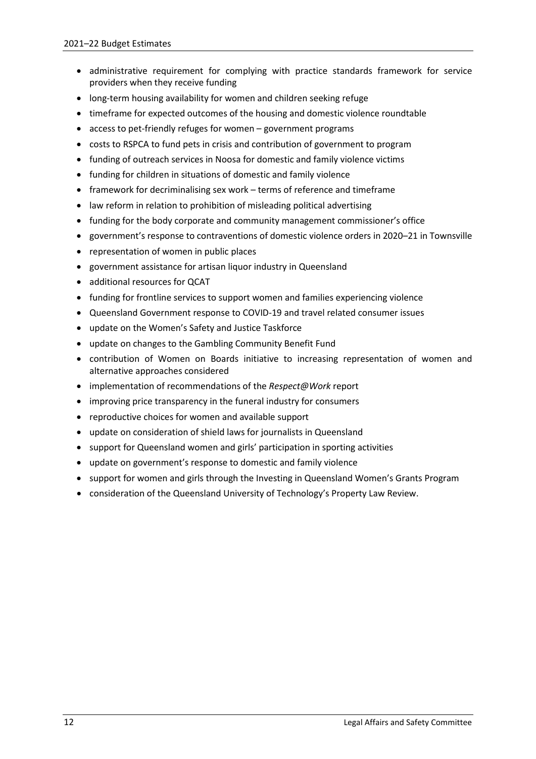- administrative requirement for complying with practice standards framework for service providers when they receive funding
- long-term housing availability for women and children seeking refuge
- timeframe for expected outcomes of the housing and domestic violence roundtable
- access to pet-friendly refuges for women – government programs
- costs to RSPCA to fund pets in crisis and contribution of government to program
- funding of outreach services in Noosa for domestic and family violence victims
- funding for children in situations of domestic and family violence
- framework for decriminalising sex work – terms of reference and timeframe
- law reform in relation to prohibition of misleading political advertising
- funding for the body corporate and community management commissioner's office
- government's response to contraventions of domestic violence orders in 2020–21 in Townsville
- representation of women in public places
- government assistance for artisan liquor industry in Queensland
- additional resources for QCAT
- funding for frontline services to support women and families experiencing violence
- Queensland Government response to COVID-19 and travel related consumer issues
- update on the Women's Safety and Justice Taskforce
- update on changes to the Gambling Community Benefit Fund
- contribution of Women on Boards initiative to increasing representation of women and alternative approaches considered
- implementation of recommendations of the *Respect@Work* report
- improving price transparency in the funeral industry for consumers
- reproductive choices for women and available support
- update on consideration of shield laws for journalists in Queensland
- support for Queensland women and girls' participation in sporting activities
- update on government's response to domestic and family violence
- support for women and girls through the Investing in Queensland Women's Grants Program
- consideration of the Queensland University of Technology's Property Law Review.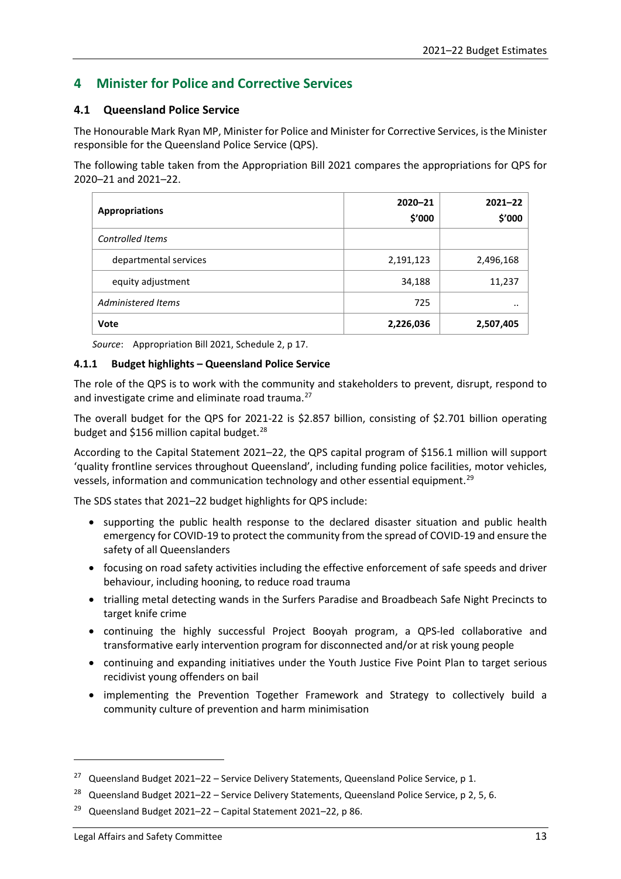# 4 Minister for Police and Corrective Services

## 4.1 Queensland Police Service

The Honourable Mark Ryan MP, Minister for Police and Minister for Corrective Services, is the Minister responsible for the Queensland Police Service (QPS).

The following table taken from the Appropriation Bill 2021 compares the appropriations for QPS for 2020–21 and 2021–22.

| **Appropriations** | **2020–21 $'000** | **2021–22 $'000** |
|---|---|---|
| *Controlled Items* | | |
| departmental services | 2,191,123 | 2,496,168 |
| equity adjustment | 34,188 | 11,237 |
| *Administered Items* | 725 | .. |
| **Vote** | **2,226,036** | **2,507,405** |

*Source*: Appropriation Bill 2021, Schedule 2, p 17.

### 4.1.1 Budget highlights – Queensland Police Service

The role of the QPS is to work with the community and stakeholders to prevent, disrupt, respond to and investigate crime and eliminate road trauma.[27]

The overall budget for the QPS for 2021-22 is $2.857 billion, consisting of $2.701 billion operating budget and $156 million capital budget.[28]

According to the Capital Statement 2021–22, the QPS capital program of $156.1 million will support 'quality frontline services throughout Queensland', including funding police facilities, motor vehicles, vessels, information and communication technology and other essential equipment.[29]

The SDS states that 2021–22 budget highlights for QPS include:

- supporting the public health response to the declared disaster situation and public health emergency for COVID-19 to protect the community from the spread of COVID-19 and ensure the safety of all Queenslanders
- focusing on road safety activities including the effective enforcement of safe speeds and driver behaviour, including hooning, to reduce road trauma
- trialling metal detecting wands in the Surfers Paradise and Broadbeach Safe Night Precincts to target knife crime
- continuing the highly successful Project Booyah program, a QPS-led collaborative and transformative early intervention program for disconnected and/or at risk young people
- continuing and expanding initiatives under the Youth Justice Five Point Plan to target serious recidivist young offenders on bail
- implementing the Prevention Together Framework and Strategy to collectively build a community culture of prevention and harm minimisation

---

[27] Queensland Budget 2021–22 – Service Delivery Statements, Queensland Police Service, p 1.

[28] Queensland Budget 2021–22 – Service Delivery Statements, Queensland Police Service, p 2, 5, 6.

[29] Queensland Budget 2021–22 – Capital Statement 2021–22, p 86.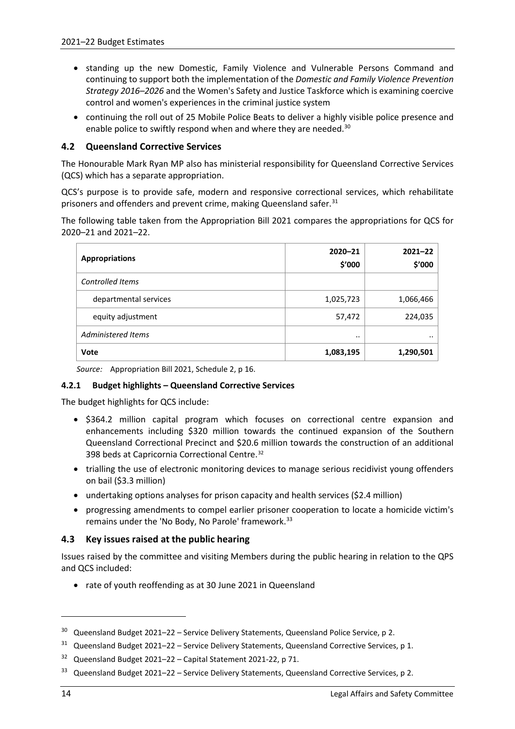- standing up the new Domestic, Family Violence and Vulnerable Persons Command and continuing to support both the implementation of the *Domestic and Family Violence Prevention Strategy 2016–2026* and the Women's Safety and Justice Taskforce which is examining coercive control and women's experiences in the criminal justice system
- continuing the roll out of 25 Mobile Police Beats to deliver a highly visible police presence and enable police to swiftly respond when and where they are needed.[30]

## 4.2 Queensland Corrective Services

The Honourable Mark Ryan MP also has ministerial responsibility for Queensland Corrective Services (QCS) which has a separate appropriation.

QCS's purpose is to provide safe, modern and responsive correctional services, which rehabilitate prisoners and offenders and prevent crime, making Queensland safer.[31]

The following table taken from the Appropriation Bill 2021 compares the appropriations for QCS for 2020–21 and 2021–22.

| Appropriations | 2020–21 $'000 | 2021–22 $'000 |
|---|---|---|
| *Controlled Items* | | |
| departmental services | 1,025,723 | 1,066,466 |
| equity adjustment | 57,472 | 224,035 |
| *Administered Items* | .. | .. |
| **Vote** | **1,083,195** | **1,290,501** |

*Source:* Appropriation Bill 2021, Schedule 2, p 16.

### 4.2.1 Budget highlights – Queensland Corrective Services

The budget highlights for QCS include:

- $364.2 million capital program which focuses on correctional centre expansion and enhancements including $320 million towards the continued expansion of the Southern Queensland Correctional Precinct and $20.6 million towards the construction of an additional 398 beds at Capricornia Correctional Centre.[32]
- trialling the use of electronic monitoring devices to manage serious recidivist young offenders on bail ($3.3 million)
- undertaking options analyses for prison capacity and health services ($2.4 million)
- progressing amendments to compel earlier prisoner cooperation to locate a homicide victim's remains under the 'No Body, No Parole' framework.[33]

## 4.3 Key issues raised at the public hearing

Issues raised by the committee and visiting Members during the public hearing in relation to the QPS and QCS included:

- rate of youth reoffending as at 30 June 2021 in Queensland

---

[30] Queensland Budget 2021–22 – Service Delivery Statements, Queensland Police Service, p 2.

[31] Queensland Budget 2021–22 – Service Delivery Statements, Queensland Corrective Services, p 1.

[32] Queensland Budget 2021–22 – Capital Statement 2021-22, p 71.

[33] Queensland Budget 2021–22 – Service Delivery Statements, Queensland Corrective Services, p 2.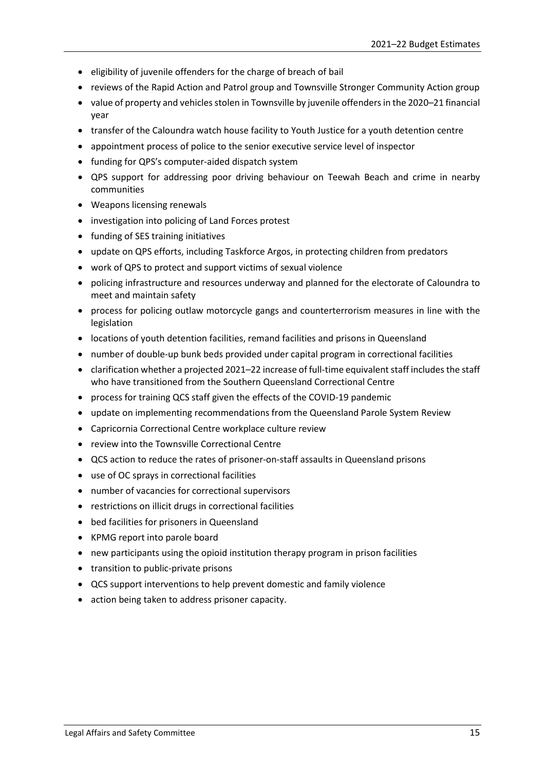- eligibility of juvenile offenders for the charge of breach of bail
- reviews of the Rapid Action and Patrol group and Townsville Stronger Community Action group
- value of property and vehicles stolen in Townsville by juvenile offenders in the 2020–21 financial year
- transfer of the Caloundra watch house facility to Youth Justice for a youth detention centre
- appointment process of police to the senior executive service level of inspector
- funding for QPS's computer-aided dispatch system
- QPS support for addressing poor driving behaviour on Teewah Beach and crime in nearby communities
- Weapons licensing renewals
- investigation into policing of Land Forces protest
- funding of SES training initiatives
- update on QPS efforts, including Taskforce Argos, in protecting children from predators
- work of QPS to protect and support victims of sexual violence
- policing infrastructure and resources underway and planned for the electorate of Caloundra to meet and maintain safety
- process for policing outlaw motorcycle gangs and counterterrorism measures in line with the legislation
- locations of youth detention facilities, remand facilities and prisons in Queensland
- number of double-up bunk beds provided under capital program in correctional facilities
- clarification whether a projected 2021–22 increase of full-time equivalent staff includes the staff who have transitioned from the Southern Queensland Correctional Centre
- process for training QCS staff given the effects of the COVID-19 pandemic
- update on implementing recommendations from the Queensland Parole System Review
- Capricornia Correctional Centre workplace culture review
- review into the Townsville Correctional Centre
- QCS action to reduce the rates of prisoner-on-staff assaults in Queensland prisons
- use of OC sprays in correctional facilities
- number of vacancies for correctional supervisors
- restrictions on illicit drugs in correctional facilities
- bed facilities for prisoners in Queensland
- KPMG report into parole board
- new participants using the opioid institution therapy program in prison facilities
- transition to public-private prisons
- QCS support interventions to help prevent domestic and family violence
- action being taken to address prisoner capacity.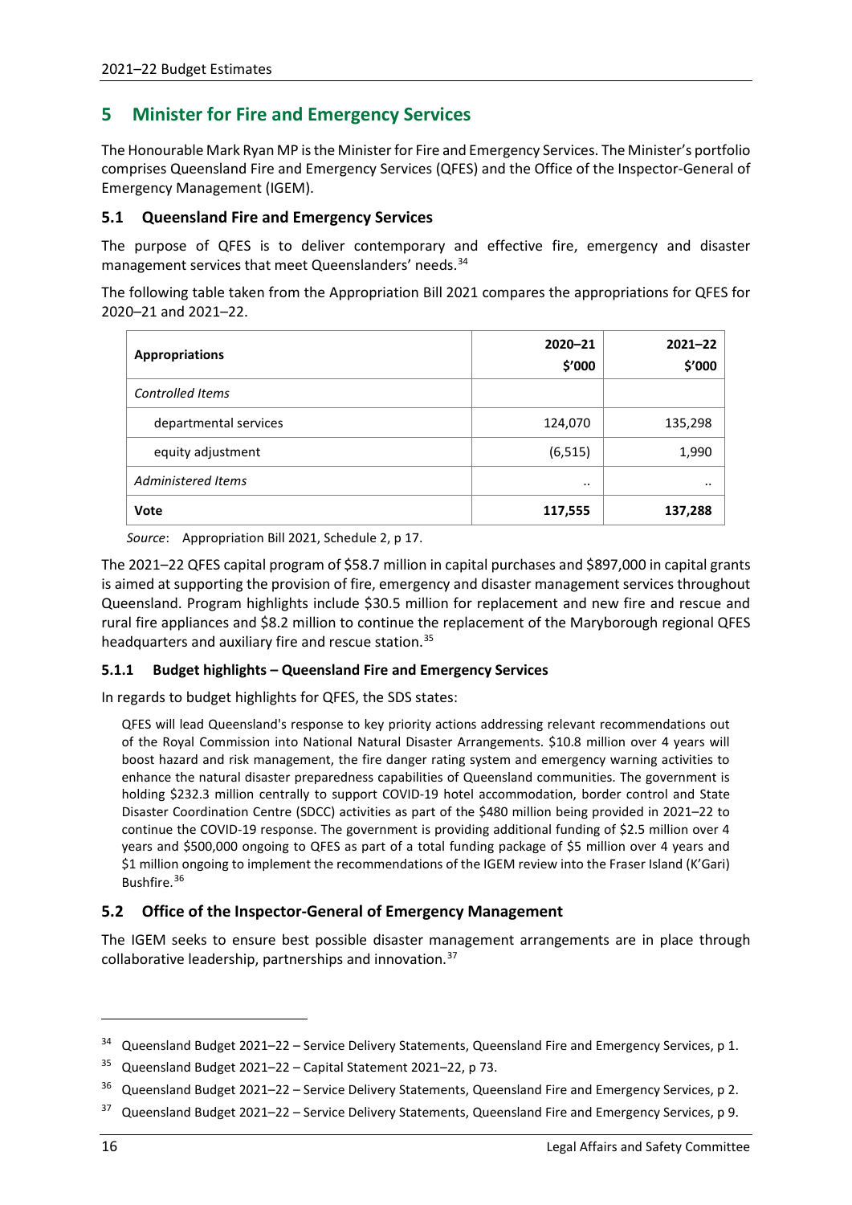## 5 Minister for Fire and Emergency Services

The Honourable Mark Ryan MP is the Minister for Fire and Emergency Services. The Minister's portfolio comprises Queensland Fire and Emergency Services (QFES) and the Office of the Inspector-General of Emergency Management (IGEM).

### 5.1 Queensland Fire and Emergency Services

The purpose of QFES is to deliver contemporary and effective fire, emergency and disaster management services that meet Queenslanders' needs.[34]

The following table taken from the Appropriation Bill 2021 compares the appropriations for QFES for 2020–21 and 2021–22.

| **Appropriations** | **2020–21 \$'000** | **2021–22 \$'000** |
|---|---|---|
| *Controlled Items* | | |
| departmental services | 124,070 | 135,298 |
| equity adjustment | (6,515) | 1,990 |
| *Administered Items* | .. | .. |
| **Vote** | **117,555** | **137,288** |

*Source*: Appropriation Bill 2021, Schedule 2, p 17.

The 2021–22 QFES capital program of \$58.7 million in capital purchases and \$897,000 in capital grants is aimed at supporting the provision of fire, emergency and disaster management services throughout Queensland. Program highlights include \$30.5 million for replacement and new fire and rescue and rural fire appliances and \$8.2 million to continue the replacement of the Maryborough regional QFES headquarters and auxiliary fire and rescue station.[35]

#### 5.1.1 Budget highlights – Queensland Fire and Emergency Services

In regards to budget highlights for QFES, the SDS states:

> QFES will lead Queensland's response to key priority actions addressing relevant recommendations out of the Royal Commission into National Natural Disaster Arrangements. \$10.8 million over 4 years will boost hazard and risk management, the fire danger rating system and emergency warning activities to enhance the natural disaster preparedness capabilities of Queensland communities. The government is holding \$232.3 million centrally to support COVID-19 hotel accommodation, border control and State Disaster Coordination Centre (SDCC) activities as part of the \$480 million being provided in 2021–22 to continue the COVID-19 response. The government is providing additional funding of \$2.5 million over 4 years and \$500,000 ongoing to QFES as part of a total funding package of \$5 million over 4 years and \$1 million ongoing to implement the recommendations of the IGEM review into the Fraser Island (K'Gari) Bushfire.[36]

### 5.2 Office of the Inspector-General of Emergency Management

The IGEM seeks to ensure best possible disaster management arrangements are in place through collaborative leadership, partnerships and innovation.[37]

---

[34] Queensland Budget 2021–22 – Service Delivery Statements, Queensland Fire and Emergency Services, p 1.

[35] Queensland Budget 2021–22 – Capital Statement 2021–22, p 73.

[36] Queensland Budget 2021–22 – Service Delivery Statements, Queensland Fire and Emergency Services, p 2.

[37] Queensland Budget 2021–22 – Service Delivery Statements, Queensland Fire and Emergency Services, p 9.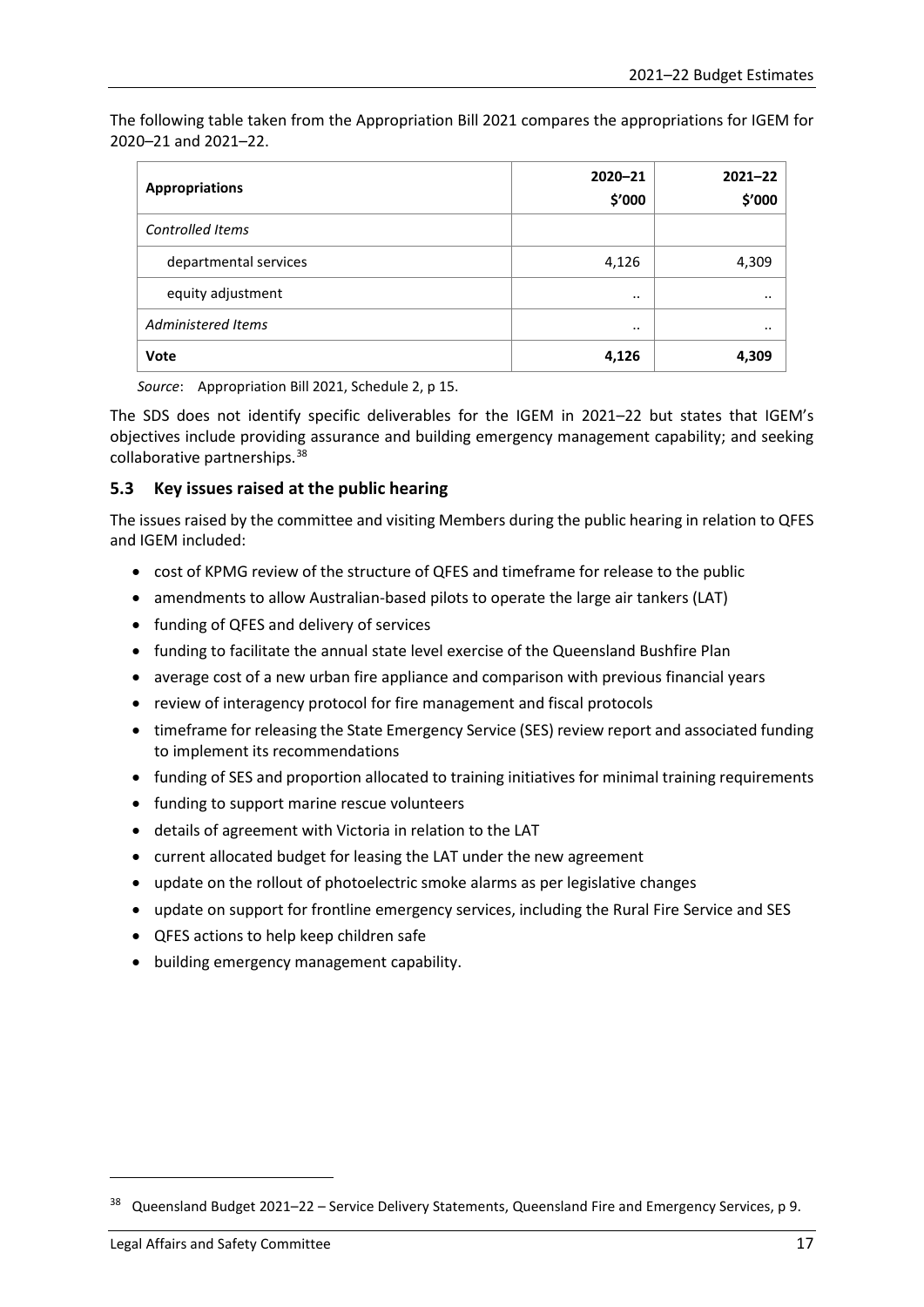The following table taken from the Appropriation Bill 2021 compares the appropriations for IGEM for 2020–21 and 2021–22.

| Appropriations | 2020–21 $'000 | 2021–22 $'000 |
|---|---|---|
| *Controlled Items* | | |
| departmental services | 4,126 | 4,309 |
| equity adjustment | .. | .. |
| *Administered Items* | .. | .. |
| **Vote** | **4,126** | **4,309** |

*Source*: Appropriation Bill 2021, Schedule 2, p 15.

The SDS does not identify specific deliverables for the IGEM in 2021–22 but states that IGEM's objectives include providing assurance and building emergency management capability; and seeking collaborative partnerships.[38]

## 5.3 Key issues raised at the public hearing

The issues raised by the committee and visiting Members during the public hearing in relation to QFES and IGEM included:

- cost of KPMG review of the structure of QFES and timeframe for release to the public
- amendments to allow Australian-based pilots to operate the large air tankers (LAT)
- funding of QFES and delivery of services
- funding to facilitate the annual state level exercise of the Queensland Bushfire Plan
- average cost of a new urban fire appliance and comparison with previous financial years
- review of interagency protocol for fire management and fiscal protocols
- timeframe for releasing the State Emergency Service (SES) review report and associated funding to implement its recommendations
- funding of SES and proportion allocated to training initiatives for minimal training requirements
- funding to support marine rescue volunteers
- details of agreement with Victoria in relation to the LAT
- current allocated budget for leasing the LAT under the new agreement
- update on the rollout of photoelectric smoke alarms as per legislative changes
- update on support for frontline emergency services, including the Rural Fire Service and SES
- QFES actions to help keep children safe
- building emergency management capability.

[38] Queensland Budget 2021–22 – Service Delivery Statements, Queensland Fire and Emergency Services, p 9.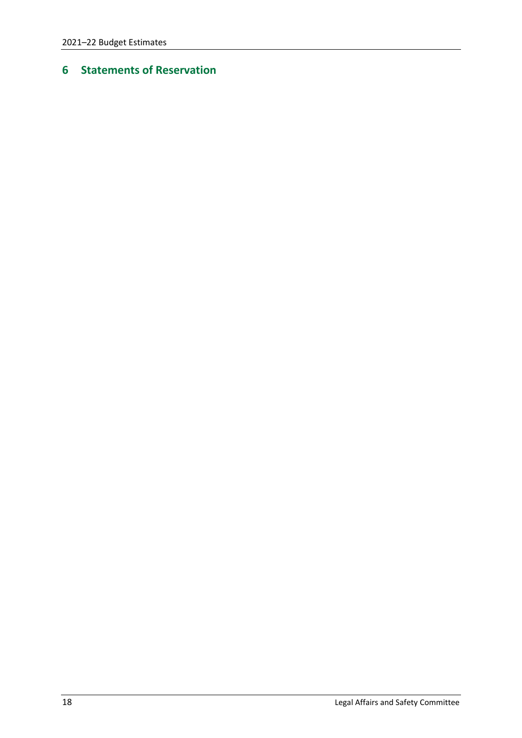# 6 Statements of Reservation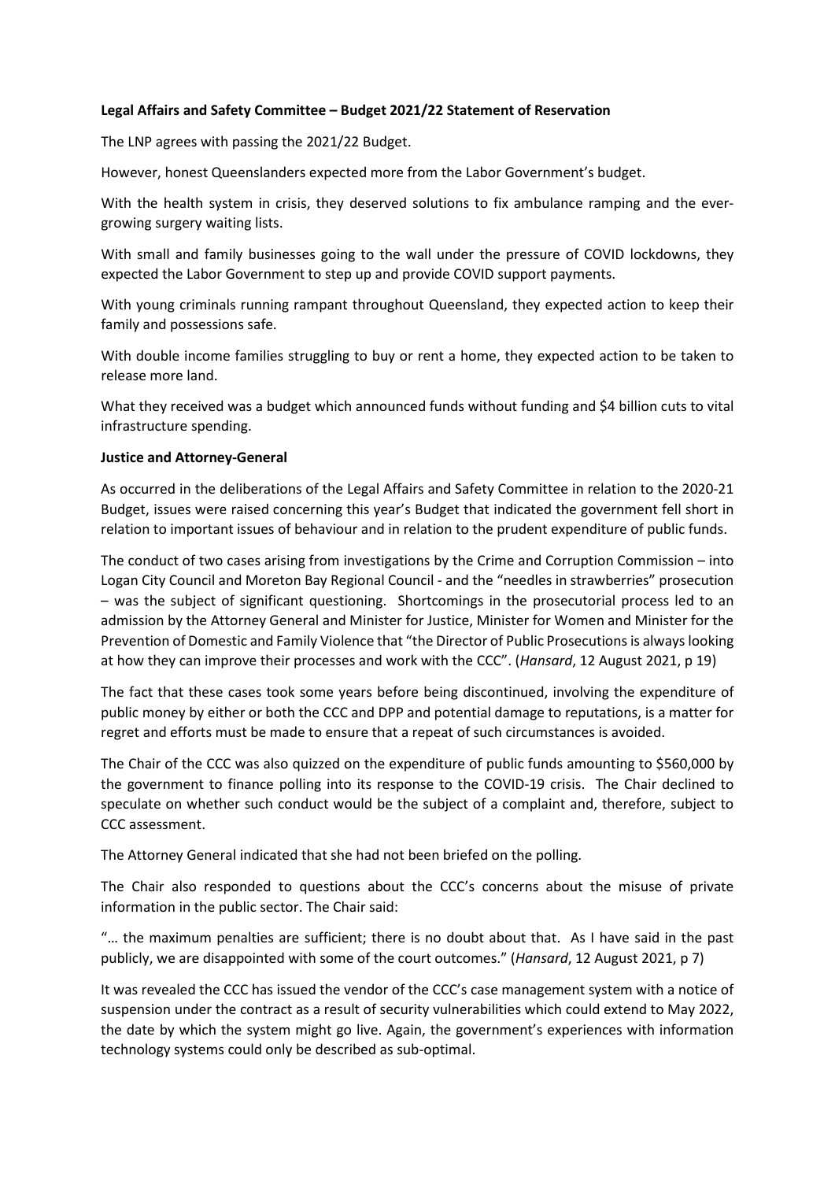**Legal Affairs and Safety Committee – Budget 2021/22 Statement of Reservation**

The LNP agrees with passing the 2021/22 Budget.

However, honest Queenslanders expected more from the Labor Government's budget.

With the health system in crisis, they deserved solutions to fix ambulance ramping and the ever-growing surgery waiting lists.

With small and family businesses going to the wall under the pressure of COVID lockdowns, they expected the Labor Government to step up and provide COVID support payments.

With young criminals running rampant throughout Queensland, they expected action to keep their family and possessions safe.

With double income families struggling to buy or rent a home, they expected action to be taken to release more land.

What they received was a budget which announced funds without funding and $4 billion cuts to vital infrastructure spending.

**Justice and Attorney-General**

As occurred in the deliberations of the Legal Affairs and Safety Committee in relation to the 2020-21 Budget, issues were raised concerning this year's Budget that indicated the government fell short in relation to important issues of behaviour and in relation to the prudent expenditure of public funds.

The conduct of two cases arising from investigations by the Crime and Corruption Commission – into Logan City Council and Moreton Bay Regional Council - and the "needles in strawberries" prosecution – was the subject of significant questioning. Shortcomings in the prosecutorial process led to an admission by the Attorney General and Minister for Justice, Minister for Women and Minister for the Prevention of Domestic and Family Violence that "the Director of Public Prosecutions is always looking at how they can improve their processes and work with the CCC". (*Hansard*, 12 August 2021, p 19)

The fact that these cases took some years before being discontinued, involving the expenditure of public money by either or both the CCC and DPP and potential damage to reputations, is a matter for regret and efforts must be made to ensure that a repeat of such circumstances is avoided.

The Chair of the CCC was also quizzed on the expenditure of public funds amounting to $560,000 by the government to finance polling into its response to the COVID-19 crisis. The Chair declined to speculate on whether such conduct would be the subject of a complaint and, therefore, subject to CCC assessment.

The Attorney General indicated that she had not been briefed on the polling.

The Chair also responded to questions about the CCC's concerns about the misuse of private information in the public sector. The Chair said:

"… the maximum penalties are sufficient; there is no doubt about that. As I have said in the past publicly, we are disappointed with some of the court outcomes." (*Hansard*, 12 August 2021, p 7)

It was revealed the CCC has issued the vendor of the CCC's case management system with a notice of suspension under the contract as a result of security vulnerabilities which could extend to May 2022, the date by which the system might go live. Again, the government's experiences with information technology systems could only be described as sub-optimal.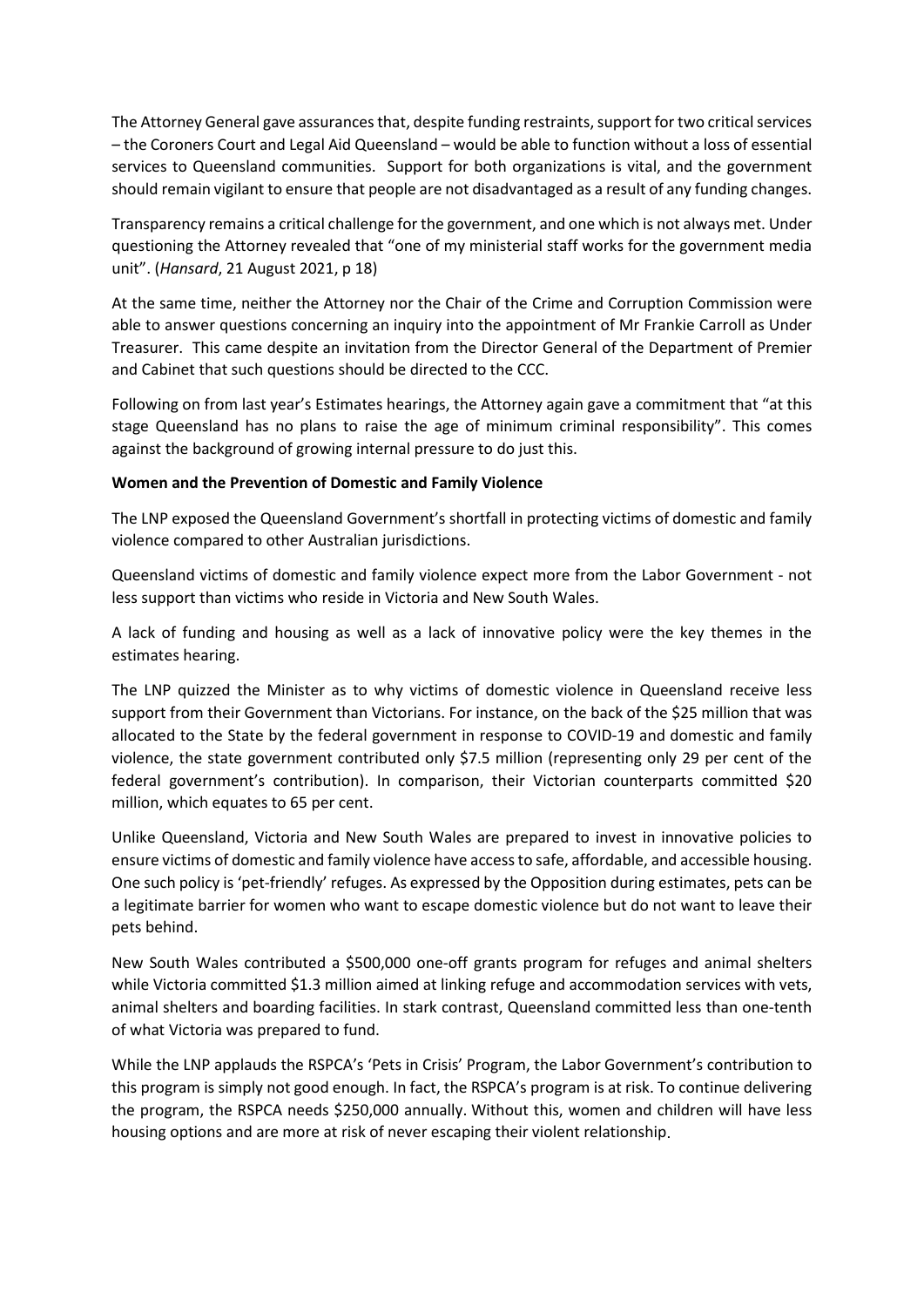The Attorney General gave assurances that, despite funding restraints, support for two critical services – the Coroners Court and Legal Aid Queensland – would be able to function without a loss of essential services to Queensland communities. Support for both organizations is vital, and the government should remain vigilant to ensure that people are not disadvantaged as a result of any funding changes.

Transparency remains a critical challenge for the government, and one which is not always met. Under questioning the Attorney revealed that "one of my ministerial staff works for the government media unit". (*Hansard*, 21 August 2021, p 18)

At the same time, neither the Attorney nor the Chair of the Crime and Corruption Commission were able to answer questions concerning an inquiry into the appointment of Mr Frankie Carroll as Under Treasurer. This came despite an invitation from the Director General of the Department of Premier and Cabinet that such questions should be directed to the CCC.

Following on from last year's Estimates hearings, the Attorney again gave a commitment that "at this stage Queensland has no plans to raise the age of minimum criminal responsibility". This comes against the background of growing internal pressure to do just this.

**Women and the Prevention of Domestic and Family Violence**

The LNP exposed the Queensland Government's shortfall in protecting victims of domestic and family violence compared to other Australian jurisdictions.

Queensland victims of domestic and family violence expect more from the Labor Government - not less support than victims who reside in Victoria and New South Wales.

A lack of funding and housing as well as a lack of innovative policy were the key themes in the estimates hearing.

The LNP quizzed the Minister as to why victims of domestic violence in Queensland receive less support from their Government than Victorians. For instance, on the back of the $25 million that was allocated to the State by the federal government in response to COVID-19 and domestic and family violence, the state government contributed only $7.5 million (representing only 29 per cent of the federal government's contribution). In comparison, their Victorian counterparts committed $20 million, which equates to 65 per cent.

Unlike Queensland, Victoria and New South Wales are prepared to invest in innovative policies to ensure victims of domestic and family violence have access to safe, affordable, and accessible housing. One such policy is 'pet-friendly' refuges. As expressed by the Opposition during estimates, pets can be a legitimate barrier for women who want to escape domestic violence but do not want to leave their pets behind.

New South Wales contributed a $500,000 one-off grants program for refuges and animal shelters while Victoria committed $1.3 million aimed at linking refuge and accommodation services with vets, animal shelters and boarding facilities. In stark contrast, Queensland committed less than one-tenth of what Victoria was prepared to fund.

While the LNP applauds the RSPCA's 'Pets in Crisis' Program, the Labor Government's contribution to this program is simply not good enough. In fact, the RSPCA's program is at risk. To continue delivering the program, the RSPCA needs $250,000 annually. Without this, women and children will have less housing options and are more at risk of never escaping their violent relationship.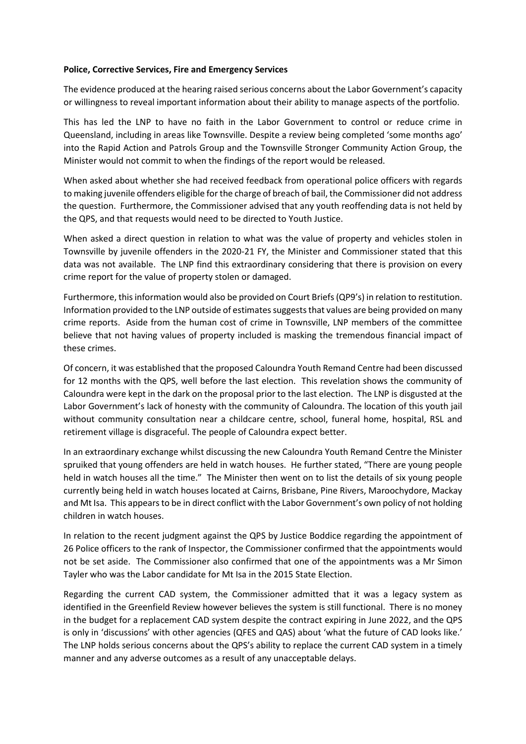**Police, Corrective Services, Fire and Emergency Services**

The evidence produced at the hearing raised serious concerns about the Labor Government's capacity or willingness to reveal important information about their ability to manage aspects of the portfolio.

This has led the LNP to have no faith in the Labor Government to control or reduce crime in Queensland, including in areas like Townsville. Despite a review being completed 'some months ago' into the Rapid Action and Patrols Group and the Townsville Stronger Community Action Group, the Minister would not commit to when the findings of the report would be released.

When asked about whether she had received feedback from operational police officers with regards to making juvenile offenders eligible for the charge of breach of bail, the Commissioner did not address the question. Furthermore, the Commissioner advised that any youth reoffending data is not held by the QPS, and that requests would need to be directed to Youth Justice.

When asked a direct question in relation to what was the value of property and vehicles stolen in Townsville by juvenile offenders in the 2020-21 FY, the Minister and Commissioner stated that this data was not available. The LNP find this extraordinary considering that there is provision on every crime report for the value of property stolen or damaged.

Furthermore, this information would also be provided on Court Briefs (QP9's) in relation to restitution. Information provided to the LNP outside of estimates suggests that values are being provided on many crime reports. Aside from the human cost of crime in Townsville, LNP members of the committee believe that not having values of property included is masking the tremendous financial impact of these crimes.

Of concern, it was established that the proposed Caloundra Youth Remand Centre had been discussed for 12 months with the QPS, well before the last election. This revelation shows the community of Caloundra were kept in the dark on the proposal prior to the last election. The LNP is disgusted at the Labor Government's lack of honesty with the community of Caloundra. The location of this youth jail without community consultation near a childcare centre, school, funeral home, hospital, RSL and retirement village is disgraceful. The people of Caloundra expect better.

In an extraordinary exchange whilst discussing the new Caloundra Youth Remand Centre the Minister spruiked that young offenders are held in watch houses. He further stated, "There are young people held in watch houses all the time." The Minister then went on to list the details of six young people currently being held in watch houses located at Cairns, Brisbane, Pine Rivers, Maroochydore, Mackay and Mt Isa. This appears to be in direct conflict with the Labor Government's own policy of not holding children in watch houses.

In relation to the recent judgment against the QPS by Justice Boddice regarding the appointment of 26 Police officers to the rank of Inspector, the Commissioner confirmed that the appointments would not be set aside. The Commissioner also confirmed that one of the appointments was a Mr Simon Tayler who was the Labor candidate for Mt Isa in the 2015 State Election.

Regarding the current CAD system, the Commissioner admitted that it was a legacy system as identified in the Greenfield Review however believes the system is still functional. There is no money in the budget for a replacement CAD system despite the contract expiring in June 2022, and the QPS is only in 'discussions' with other agencies (QFES and QAS) about 'what the future of CAD looks like.' The LNP holds serious concerns about the QPS's ability to replace the current CAD system in a timely manner and any adverse outcomes as a result of any unacceptable delays.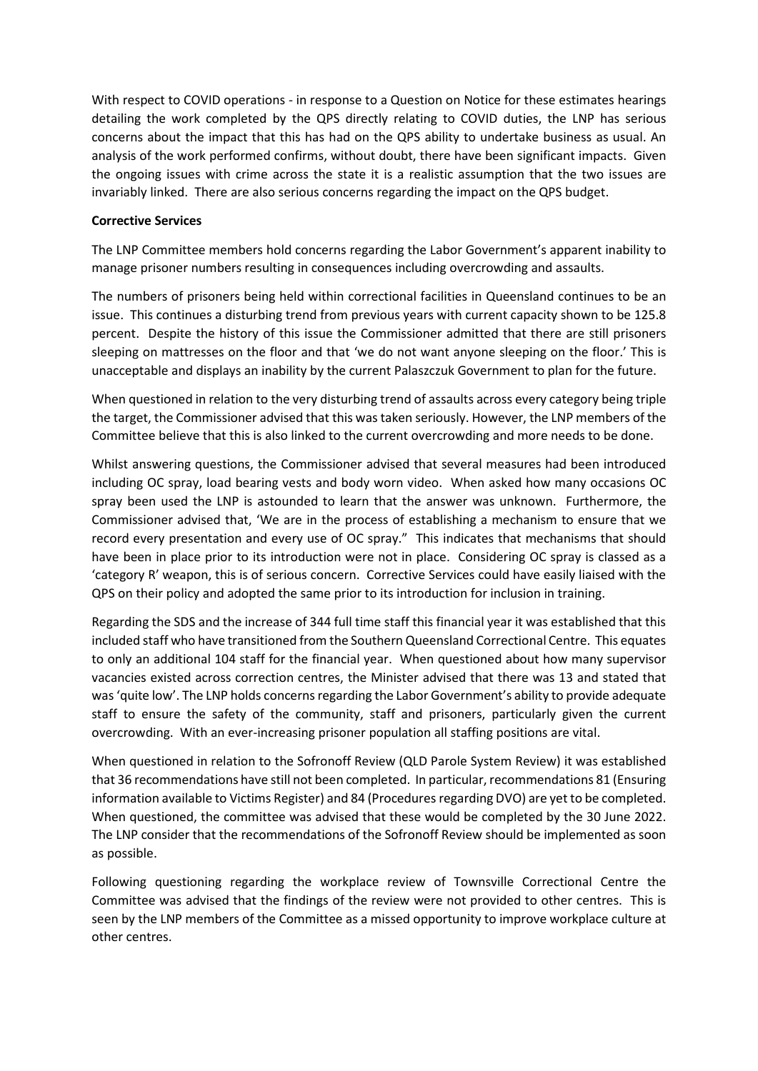With respect to COVID operations - in response to a Question on Notice for these estimates hearings detailing the work completed by the QPS directly relating to COVID duties, the LNP has serious concerns about the impact that this has had on the QPS ability to undertake business as usual. An analysis of the work performed confirms, without doubt, there have been significant impacts. Given the ongoing issues with crime across the state it is a realistic assumption that the two issues are invariably linked. There are also serious concerns regarding the impact on the QPS budget.

**Corrective Services**

The LNP Committee members hold concerns regarding the Labor Government's apparent inability to manage prisoner numbers resulting in consequences including overcrowding and assaults.

The numbers of prisoners being held within correctional facilities in Queensland continues to be an issue. This continues a disturbing trend from previous years with current capacity shown to be 125.8 percent. Despite the history of this issue the Commissioner admitted that there are still prisoners sleeping on mattresses on the floor and that 'we do not want anyone sleeping on the floor.' This is unacceptable and displays an inability by the current Palaszczuk Government to plan for the future.

When questioned in relation to the very disturbing trend of assaults across every category being triple the target, the Commissioner advised that this was taken seriously. However, the LNP members of the Committee believe that this is also linked to the current overcrowding and more needs to be done.

Whilst answering questions, the Commissioner advised that several measures had been introduced including OC spray, load bearing vests and body worn video. When asked how many occasions OC spray been used the LNP is astounded to learn that the answer was unknown. Furthermore, the Commissioner advised that, 'We are in the process of establishing a mechanism to ensure that we record every presentation and every use of OC spray." This indicates that mechanisms that should have been in place prior to its introduction were not in place. Considering OC spray is classed as a 'category R' weapon, this is of serious concern. Corrective Services could have easily liaised with the QPS on their policy and adopted the same prior to its introduction for inclusion in training.

Regarding the SDS and the increase of 344 full time staff this financial year it was established that this included staff who have transitioned from the Southern Queensland Correctional Centre. This equates to only an additional 104 staff for the financial year. When questioned about how many supervisor vacancies existed across correction centres, the Minister advised that there was 13 and stated that was 'quite low'. The LNP holds concerns regarding the Labor Government's ability to provide adequate staff to ensure the safety of the community, staff and prisoners, particularly given the current overcrowding. With an ever-increasing prisoner population all staffing positions are vital.

When questioned in relation to the Sofronoff Review (QLD Parole System Review) it was established that 36 recommendations have still not been completed. In particular, recommendations 81 (Ensuring information available to Victims Register) and 84 (Procedures regarding DVO) are yet to be completed. When questioned, the committee was advised that these would be completed by the 30 June 2022. The LNP consider that the recommendations of the Sofronoff Review should be implemented as soon as possible.

Following questioning regarding the workplace review of Townsville Correctional Centre the Committee was advised that the findings of the review were not provided to other centres. This is seen by the LNP members of the Committee as a missed opportunity to improve workplace culture at other centres.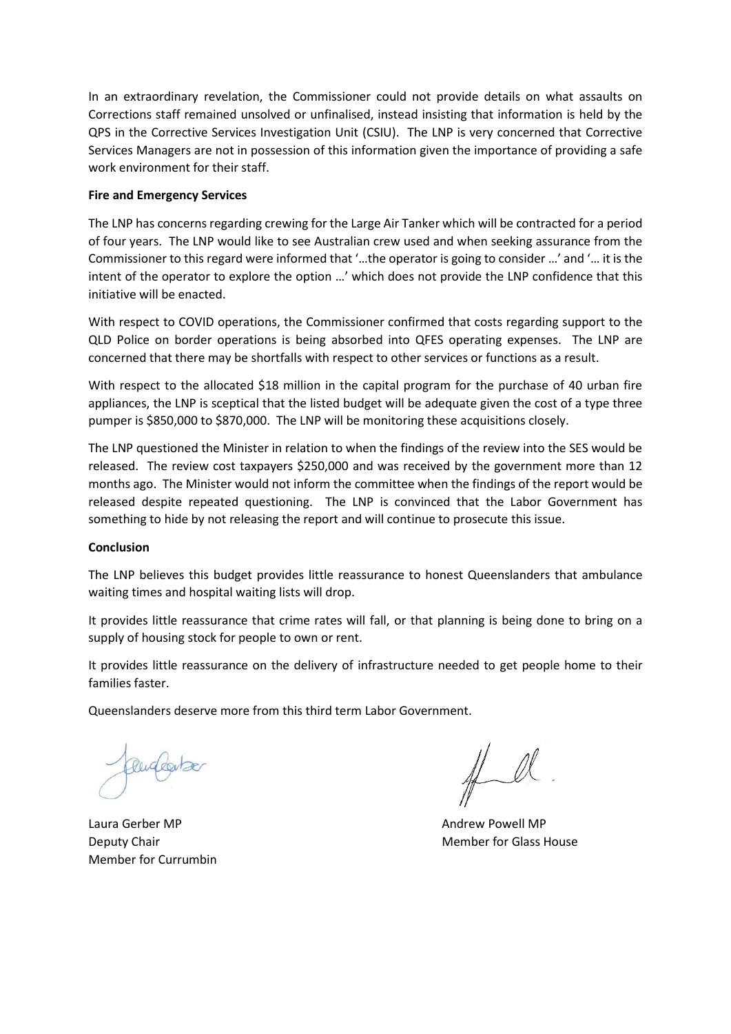In an extraordinary revelation, the Commissioner could not provide details on what assaults on Corrections staff remained unsolved or unfinalised, instead insisting that information is held by the QPS in the Corrective Services Investigation Unit (CSIU). The LNP is very concerned that Corrective Services Managers are not in possession of this information given the importance of providing a safe work environment for their staff.

**Fire and Emergency Services**

The LNP has concerns regarding crewing for the Large Air Tanker which will be contracted for a period of four years. The LNP would like to see Australian crew used and when seeking assurance from the Commissioner to this regard were informed that '…the operator is going to consider …' and '… it is the intent of the operator to explore the option …' which does not provide the LNP confidence that this initiative will be enacted.

With respect to COVID operations, the Commissioner confirmed that costs regarding support to the QLD Police on border operations is being absorbed into QFES operating expenses. The LNP are concerned that there may be shortfalls with respect to other services or functions as a result.

With respect to the allocated \$18 million in the capital program for the purchase of 40 urban fire appliances, the LNP is sceptical that the listed budget will be adequate given the cost of a type three pumper is \$850,000 to \$870,000. The LNP will be monitoring these acquisitions closely.

The LNP questioned the Minister in relation to when the findings of the review into the SES would be released. The review cost taxpayers \$250,000 and was received by the government more than 12 months ago. The Minister would not inform the committee when the findings of the report would be released despite repeated questioning. The LNP is convinced that the Labor Government has something to hide by not releasing the report and will continue to prosecute this issue.

**Conclusion**

The LNP believes this budget provides little reassurance to honest Queenslanders that ambulance waiting times and hospital waiting lists will drop.

It provides little reassurance that crime rates will fall, or that planning is being done to bring on a supply of housing stock for people to own or rent.

It provides little reassurance on the delivery of infrastructure needed to get people home to their families faster.

Queenslanders deserve more from this third term Labor Government.

Laura Gerber MP
Deputy Chair
Member for Currumbin

Andrew Powell MP
Member for Glass House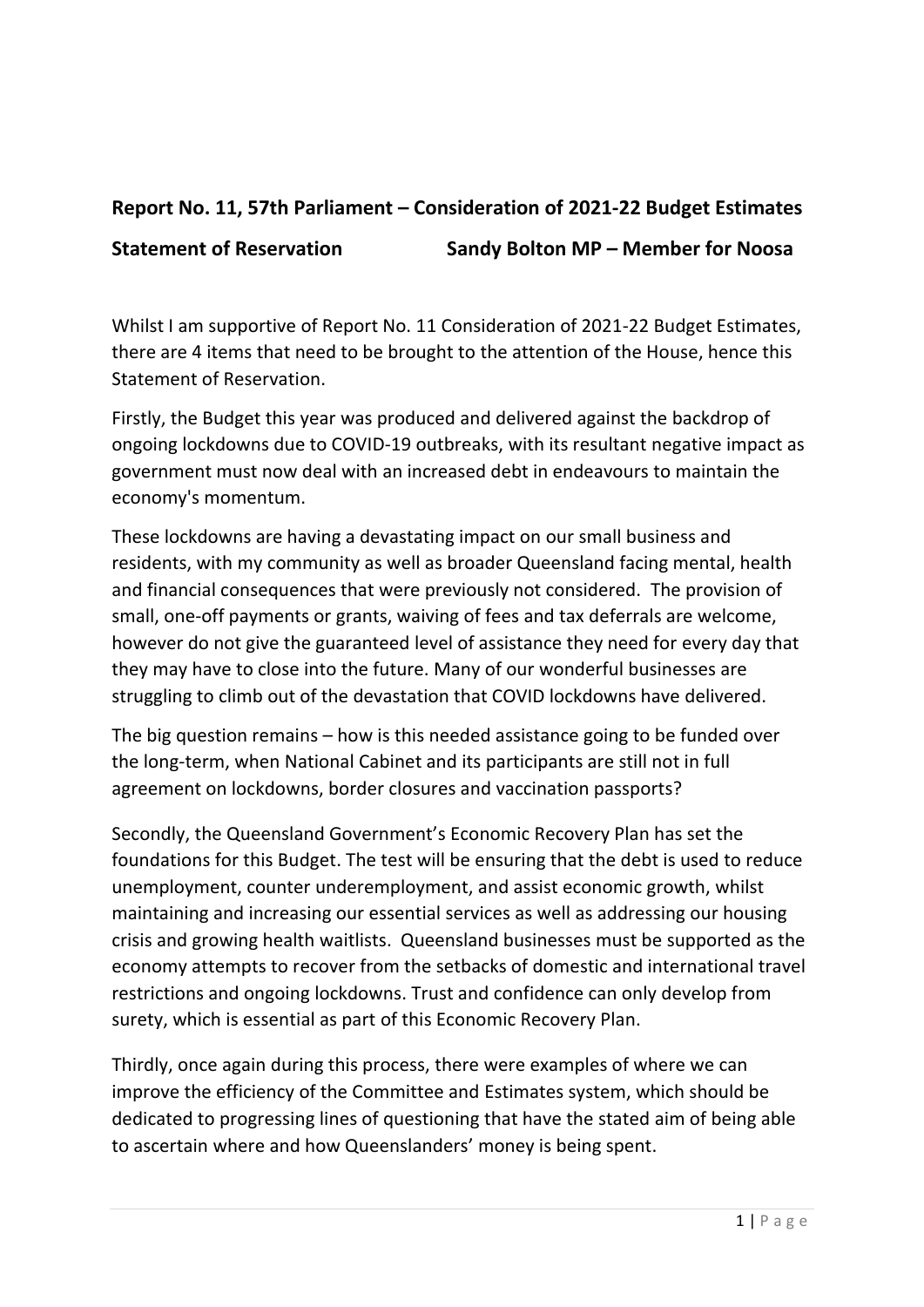**Report No. 11, 57th Parliament – Consideration of 2021-22 Budget Estimates**

**Statement of Reservation Sandy Bolton MP – Member for Noosa**

Whilst I am supportive of Report No. 11 Consideration of 2021-22 Budget Estimates, there are 4 items that need to be brought to the attention of the House, hence this Statement of Reservation.

Firstly, the Budget this year was produced and delivered against the backdrop of ongoing lockdowns due to COVID-19 outbreaks, with its resultant negative impact as government must now deal with an increased debt in endeavours to maintain the economy's momentum.

These lockdowns are having a devastating impact on our small business and residents, with my community as well as broader Queensland facing mental, health and financial consequences that were previously not considered. The provision of small, one-off payments or grants, waiving of fees and tax deferrals are welcome, however do not give the guaranteed level of assistance they need for every day that they may have to close into the future. Many of our wonderful businesses are struggling to climb out of the devastation that COVID lockdowns have delivered.

The big question remains – how is this needed assistance going to be funded over the long-term, when National Cabinet and its participants are still not in full agreement on lockdowns, border closures and vaccination passports?

Secondly, the Queensland Government's Economic Recovery Plan has set the foundations for this Budget. The test will be ensuring that the debt is used to reduce unemployment, counter underemployment, and assist economic growth, whilst maintaining and increasing our essential services as well as addressing our housing crisis and growing health waitlists. Queensland businesses must be supported as the economy attempts to recover from the setbacks of domestic and international travel restrictions and ongoing lockdowns. Trust and confidence can only develop from surety, which is essential as part of this Economic Recovery Plan.

Thirdly, once again during this process, there were examples of where we can improve the efficiency of the Committee and Estimates system, which should be dedicated to progressing lines of questioning that have the stated aim of being able to ascertain where and how Queenslanders' money is being spent.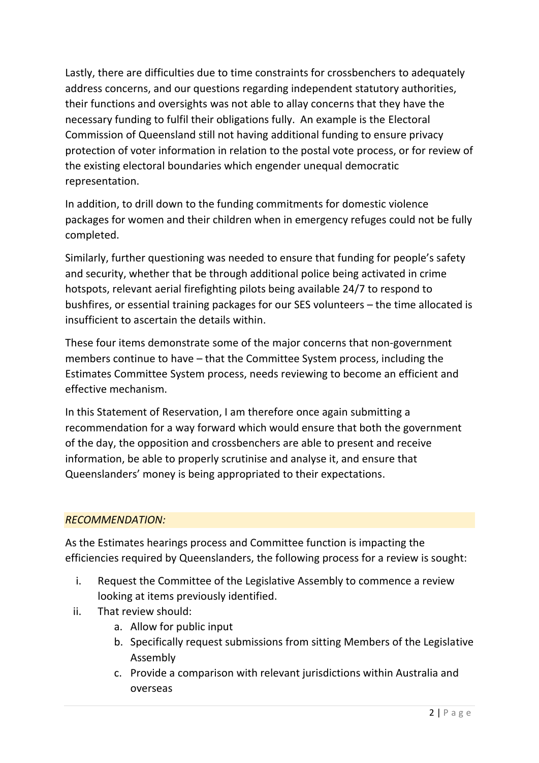Lastly, there are difficulties due to time constraints for crossbenchers to adequately address concerns, and our questions regarding independent statutory authorities, their functions and oversights was not able to allay concerns that they have the necessary funding to fulfil their obligations fully. An example is the Electoral Commission of Queensland still not having additional funding to ensure privacy protection of voter information in relation to the postal vote process, or for review of the existing electoral boundaries which engender unequal democratic representation.

In addition, to drill down to the funding commitments for domestic violence packages for women and their children when in emergency refuges could not be fully completed.

Similarly, further questioning was needed to ensure that funding for people's safety and security, whether that be through additional police being activated in crime hotspots, relevant aerial firefighting pilots being available 24/7 to respond to bushfires, or essential training packages for our SES volunteers – the time allocated is insufficient to ascertain the details within.

These four items demonstrate some of the major concerns that non-government members continue to have – that the Committee System process, including the Estimates Committee System process, needs reviewing to become an efficient and effective mechanism.

In this Statement of Reservation, I am therefore once again submitting a recommendation for a way forward which would ensure that both the government of the day, the opposition and crossbenchers are able to present and receive information, be able to properly scrutinise and analyse it, and ensure that Queenslanders' money is being appropriated to their expectations.

*RECOMMENDATION:*

As the Estimates hearings process and Committee function is impacting the efficiencies required by Queenslanders, the following process for a review is sought:

i. Request the Committee of the Legislative Assembly to commence a review looking at items previously identified.
ii. That review should:
    a. Allow for public input
    b. Specifically request submissions from sitting Members of the Legislative Assembly
    c. Provide a comparison with relevant jurisdictions within Australia and overseas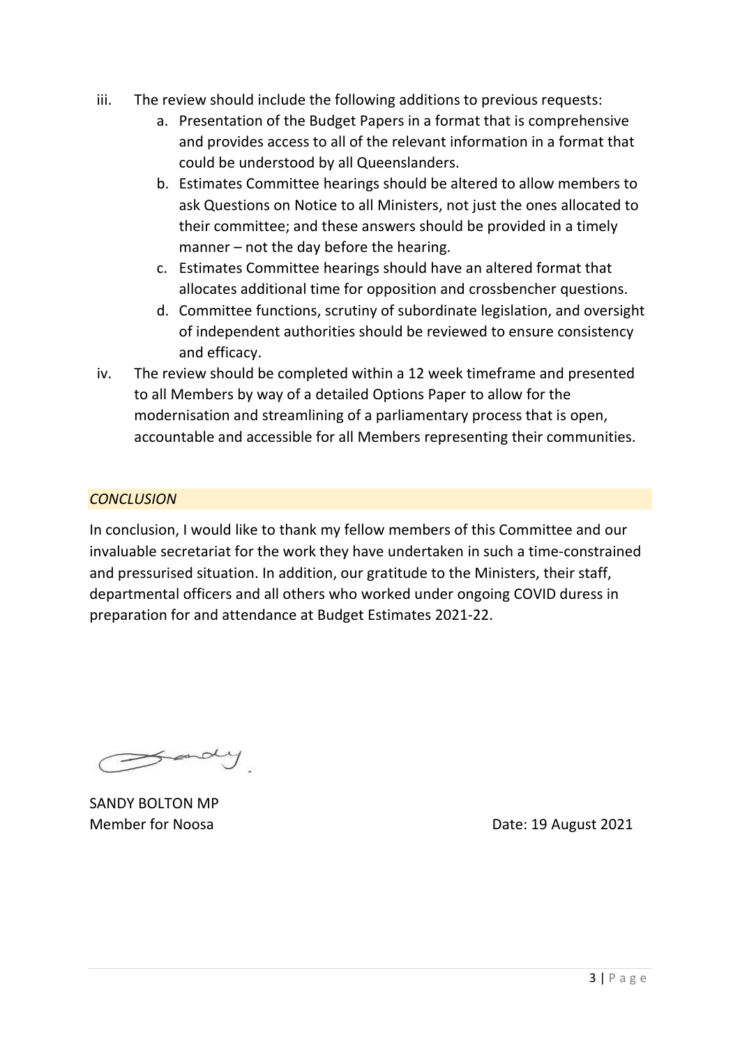iii. The review should include the following additions to previous requests:
    a. Presentation of the Budget Papers in a format that is comprehensive and provides access to all of the relevant information in a format that could be understood by all Queenslanders.
    b. Estimates Committee hearings should be altered to allow members to ask Questions on Notice to all Ministers, not just the ones allocated to their committee; and these answers should be provided in a timely manner – not the day before the hearing.
    c. Estimates Committee hearings should have an altered format that allocates additional time for opposition and crossbencher questions.
    d. Committee functions, scrutiny of subordinate legislation, and oversight of independent authorities should be reviewed to ensure consistency and efficacy.

iv. The review should be completed within a 12 week timeframe and presented to all Members by way of a detailed Options Paper to allow for the modernisation and streamlining of a parliamentary process that is open, accountable and accessible for all Members representing their communities.

### *CONCLUSION*

In conclusion, I would like to thank my fellow members of this Committee and our invaluable secretariat for the work they have undertaken in such a time-constrained and pressurised situation. In addition, our gratitude to the Ministers, their staff, departmental officers and all others who worked under ongoing COVID duress in preparation for and attendance at Budget Estimates 2021-22.

SANDY BOLTON MP
Member for Noosa

Date: 19 August 2021